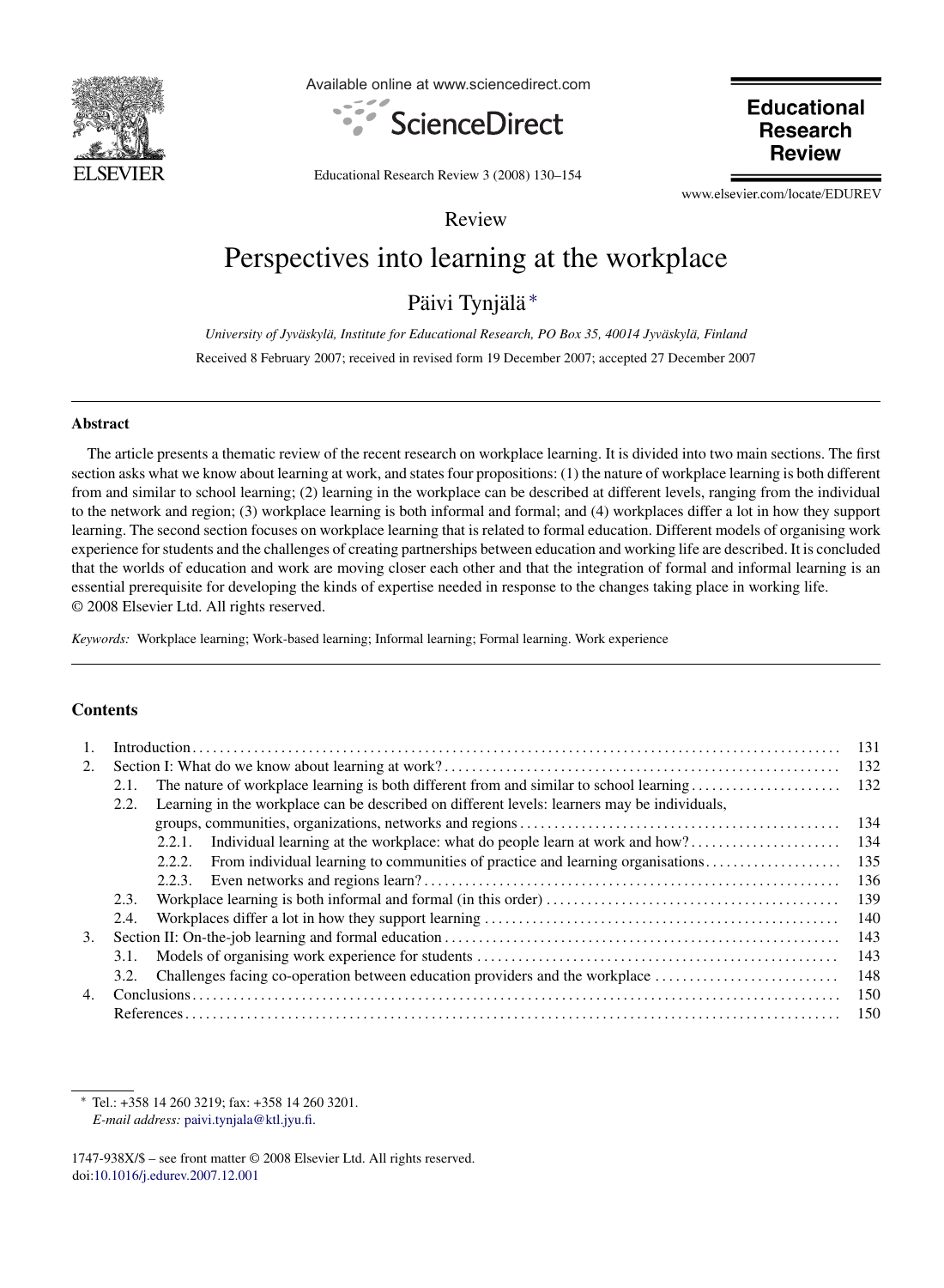Review

# Perspectives into learning at the workplace

Päivi Tynjälä *

*University of Jyväskylä, Institute for Educational Research, PO Box 35, 40014 Jyväskylä, Finland*

Received 8 February 2007; received in revised form 19 December 2007; accepted 27 December 2007

## Abstract

The article presents a thematic review of the recent research on workplace learning. It is divided into two main sections. The first section asks what we know about learning at work, and states four propositions: (1) the nature of workplace learning is both different from and similar to school learning; (2) learning in the workplace can be described at different levels, ranging from the individual to the network and region; (3) workplace learning is both informal and formal; and (4) workplaces differ a lot in how they support learning. The second section focuses on workplace learning that is related to formal education. Different models of organising work experience for students and the challenges of creating partnerships between education and working life are described. It is concluded that the worlds of education and work are moving closer each other and that the integration of formal and informal learning is an essential prerequisite for developing the kinds of expertise needed in response to the changes taking place in working life.
© 2008 Elsevier Ltd. All rights reserved.

*Keywords:* Workplace learning; Work-based learning; Informal learning; Formal learning. Work experience

## Contents

1. Introduction ..... 131
2. Section I: What do we know about learning at work? ..... 132
   - 2.1. The nature of workplace learning is both different from and similar to school learning ..... 132
   - 2.2. Learning in the workplace can be described on different levels: learners may be individuals, groups, communities, organizations, networks and regions ..... 134
     - 2.2.1. Individual learning at the workplace: what do people learn at work and how? ..... 134
     - 2.2.2. From individual learning to communities of practice and learning organisations ..... 135
     - 2.2.3. Even networks and regions learn? ..... 136
   - 2.3. Workplace learning is both informal and formal (in this order) ..... 139
   - 2.4. Workplaces differ a lot in how they support learning ..... 140
3. Section II: On-the-job learning and formal education ..... 143
   - 3.1. Models of organising work experience for students ..... 143
   - 3.2. Challenges facing co-operation between education providers and the workplace ..... 148
4. Conclusions ..... 150
   References ..... 150

* Tel.: +358 14 260 3219; fax: +358 14 260 3201.
*E-mail address:* paivi.tynjala@ktl.jyu.fi.

1747-938X/$ – see front matter © 2008 Elsevier Ltd. All rights reserved.
doi:10.1016/j.edurev.2007.12.001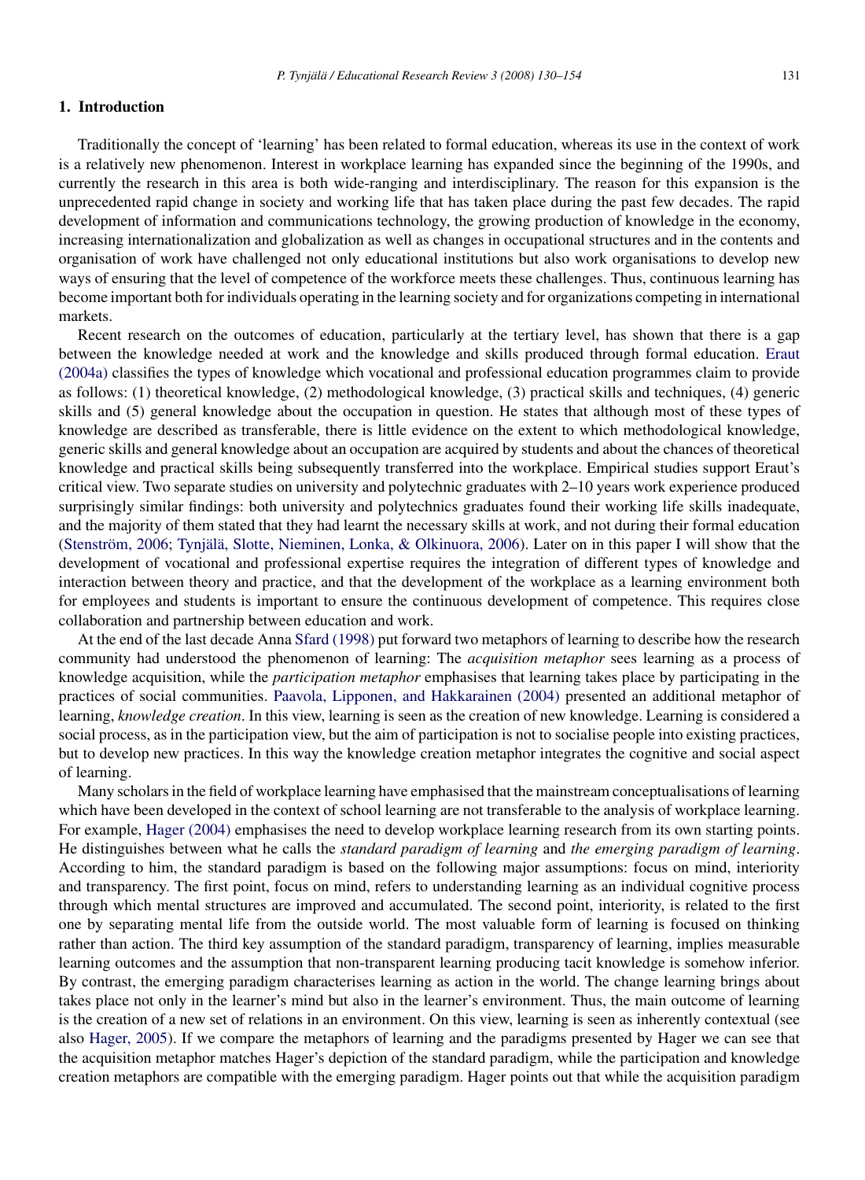## 1. Introduction

Traditionally the concept of 'learning' has been related to formal education, whereas its use in the context of work is a relatively new phenomenon. Interest in workplace learning has expanded since the beginning of the 1990s, and currently the research in this area is both wide-ranging and interdisciplinary. The reason for this expansion is the unprecedented rapid change in society and working life that has taken place during the past few decades. The rapid development of information and communications technology, the growing production of knowledge in the economy, increasing internationalization and globalization as well as changes in occupational structures and in the contents and organisation of work have challenged not only educational institutions but also work organisations to develop new ways of ensuring that the level of competence of the workforce meets these challenges. Thus, continuous learning has become important both for individuals operating in the learning society and for organizations competing in international markets.

Recent research on the outcomes of education, particularly at the tertiary level, has shown that there is a gap between the knowledge needed at work and the knowledge and skills produced through formal education. Eraut (2004a) classifies the types of knowledge which vocational and professional education programmes claim to provide as follows: (1) theoretical knowledge, (2) methodological knowledge, (3) practical skills and techniques, (4) generic skills and (5) general knowledge about the occupation in question. He states that although most of these types of knowledge are described as transferable, there is little evidence on the extent to which methodological knowledge, generic skills and general knowledge about an occupation are acquired by students and about the chances of theoretical knowledge and practical skills being subsequently transferred into the workplace. Empirical studies support Eraut's critical view. Two separate studies on university and polytechnic graduates with 2–10 years work experience produced surprisingly similar findings: both university and polytechnics graduates found their working life skills inadequate, and the majority of them stated that they had learnt the necessary skills at work, and not during their formal education (Stenström, 2006; Tynjälä, Slotte, Nieminen, Lonka, & Olkinuora, 2006). Later on in this paper I will show that the development of vocational and professional expertise requires the integration of different types of knowledge and interaction between theory and practice, and that the development of the workplace as a learning environment both for employees and students is important to ensure the continuous development of competence. This requires close collaboration and partnership between education and work.

At the end of the last decade Anna Sfard (1998) put forward two metaphors of learning to describe how the research community had understood the phenomenon of learning: The *acquisition metaphor* sees learning as a process of knowledge acquisition, while the *participation metaphor* emphasises that learning takes place by participating in the practices of social communities. Paavola, Lipponen, and Hakkarainen (2004) presented an additional metaphor of learning, *knowledge creation*. In this view, learning is seen as the creation of new knowledge. Learning is considered a social process, as in the participation view, but the aim of participation is not to socialise people into existing practices, but to develop new practices. In this way the knowledge creation metaphor integrates the cognitive and social aspect of learning.

Many scholars in the field of workplace learning have emphasised that the mainstream conceptualisations of learning which have been developed in the context of school learning are not transferable to the analysis of workplace learning. For example, Hager (2004) emphasises the need to develop workplace learning research from its own starting points. He distinguishes between what he calls the *standard paradigm of learning* and *the emerging paradigm of learning*. According to him, the standard paradigm is based on the following major assumptions: focus on mind, interiority and transparency. The first point, focus on mind, refers to understanding learning as an individual cognitive process through which mental structures are improved and accumulated. The second point, interiority, is related to the first one by separating mental life from the outside world. The most valuable form of learning is focused on thinking rather than action. The third key assumption of the standard paradigm, transparency of learning, implies measurable learning outcomes and the assumption that non-transparent learning producing tacit knowledge is somehow inferior. By contrast, the emerging paradigm characterises learning as action in the world. The change learning brings about takes place not only in the learner's mind but also in the learner's environment. Thus, the main outcome of learning is the creation of a new set of relations in an environment. On this view, learning is seen as inherently contextual (see also Hager, 2005). If we compare the metaphors of learning and the paradigms presented by Hager we can see that the acquisition metaphor matches Hager's depiction of the standard paradigm, while the participation and knowledge creation metaphors are compatible with the emerging paradigm. Hager points out that while the acquisition paradigm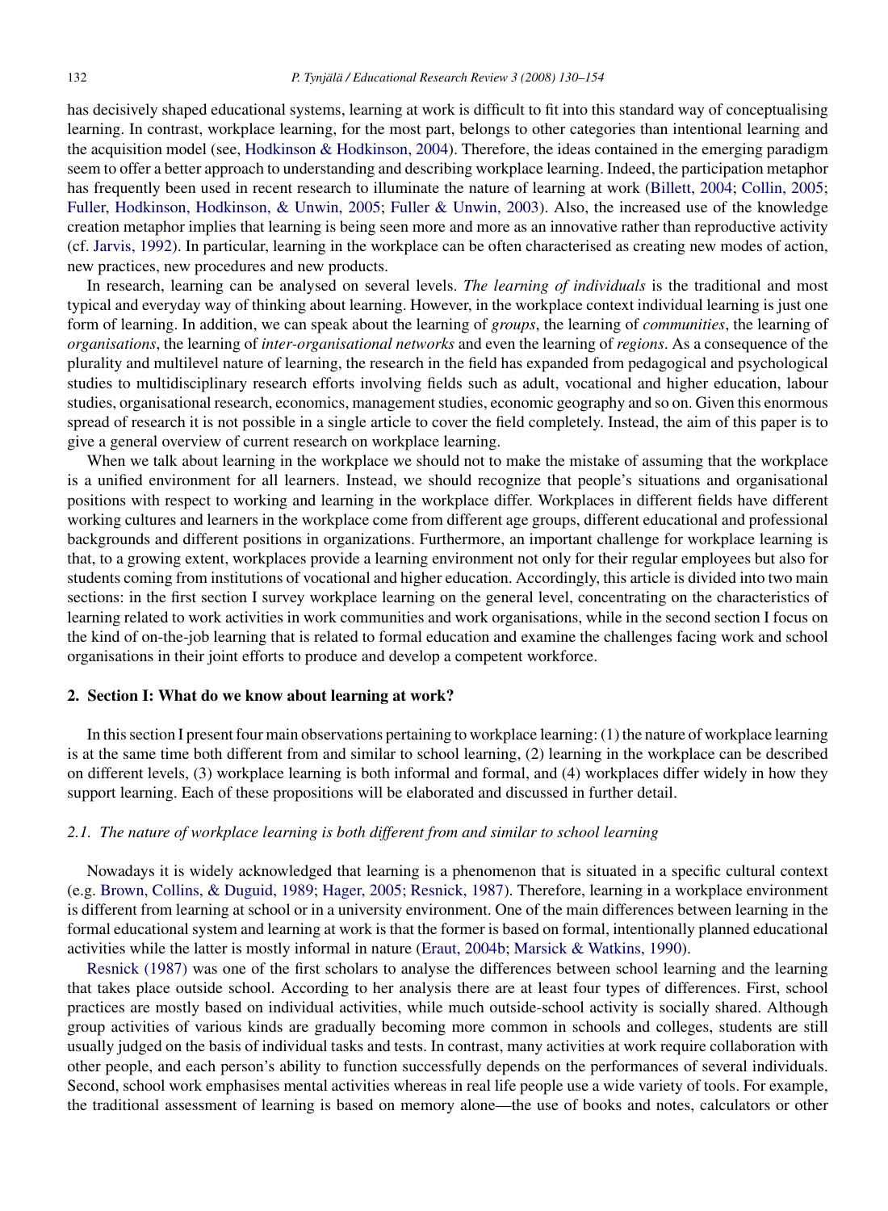has decisively shaped educational systems, learning at work is difficult to fit into this standard way of conceptualising learning. In contrast, workplace learning, for the most part, belongs to other categories than intentional learning and the acquisition model (see, Hodkinson & Hodkinson, 2004). Therefore, the ideas contained in the emerging paradigm seem to offer a better approach to understanding and describing workplace learning. Indeed, the participation metaphor has frequently been used in recent research to illuminate the nature of learning at work (Billett, 2004; Collin, 2005; Fuller, Hodkinson, Hodkinson, & Unwin, 2005; Fuller & Unwin, 2003). Also, the increased use of the knowledge creation metaphor implies that learning is being seen more and more as an innovative rather than reproductive activity (cf. Jarvis, 1992). In particular, learning in the workplace can be often characterised as creating new modes of action, new practices, new procedures and new products.

In research, learning can be analysed on several levels. *The learning of individuals* is the traditional and most typical and everyday way of thinking about learning. However, in the workplace context individual learning is just one form of learning. In addition, we can speak about the learning of *groups*, the learning of *communities*, the learning of *organisations*, the learning of *inter-organisational networks* and even the learning of *regions*. As a consequence of the plurality and multilevel nature of learning, the research in the field has expanded from pedagogical and psychological studies to multidisciplinary research efforts involving fields such as adult, vocational and higher education, labour studies, organisational research, economics, management studies, economic geography and so on. Given this enormous spread of research it is not possible in a single article to cover the field completely. Instead, the aim of this paper is to give a general overview of current research on workplace learning.

When we talk about learning in the workplace we should not to make the mistake of assuming that the workplace is a unified environment for all learners. Instead, we should recognize that people's situations and organisational positions with respect to working and learning in the workplace differ. Workplaces in different fields have different working cultures and learners in the workplace come from different age groups, different educational and professional backgrounds and different positions in organizations. Furthermore, an important challenge for workplace learning is that, to a growing extent, workplaces provide a learning environment not only for their regular employees but also for students coming from institutions of vocational and higher education. Accordingly, this article is divided into two main sections: in the first section I survey workplace learning on the general level, concentrating on the characteristics of learning related to work activities in work communities and work organisations, while in the second section I focus on the kind of on-the-job learning that is related to formal education and examine the challenges facing work and school organisations in their joint efforts to produce and develop a competent workforce.

## 2. Section I: What do we know about learning at work?

In this section I present four main observations pertaining to workplace learning: (1) the nature of workplace learning is at the same time both different from and similar to school learning, (2) learning in the workplace can be described on different levels, (3) workplace learning is both informal and formal, and (4) workplaces differ widely in how they support learning. Each of these propositions will be elaborated and discussed in further detail.

### *2.1. The nature of workplace learning is both different from and similar to school learning*

Nowadays it is widely acknowledged that learning is a phenomenon that is situated in a specific cultural context (e.g. Brown, Collins, & Duguid, 1989; Hager, 2005; Resnick, 1987). Therefore, learning in a workplace environment is different from learning at school or in a university environment. One of the main differences between learning in the formal educational system and learning at work is that the former is based on formal, intentionally planned educational activities while the latter is mostly informal in nature (Eraut, 2004b; Marsick & Watkins, 1990).

Resnick (1987) was one of the first scholars to analyse the differences between school learning and the learning that takes place outside school. According to her analysis there are at least four types of differences. First, school practices are mostly based on individual activities, while much outside-school activity is socially shared. Although group activities of various kinds are gradually becoming more common in schools and colleges, students are still usually judged on the basis of individual tasks and tests. In contrast, many activities at work require collaboration with other people, and each person's ability to function successfully depends on the performances of several individuals. Second, school work emphasises mental activities whereas in real life people use a wide variety of tools. For example, the traditional assessment of learning is based on memory alone—the use of books and notes, calculators or other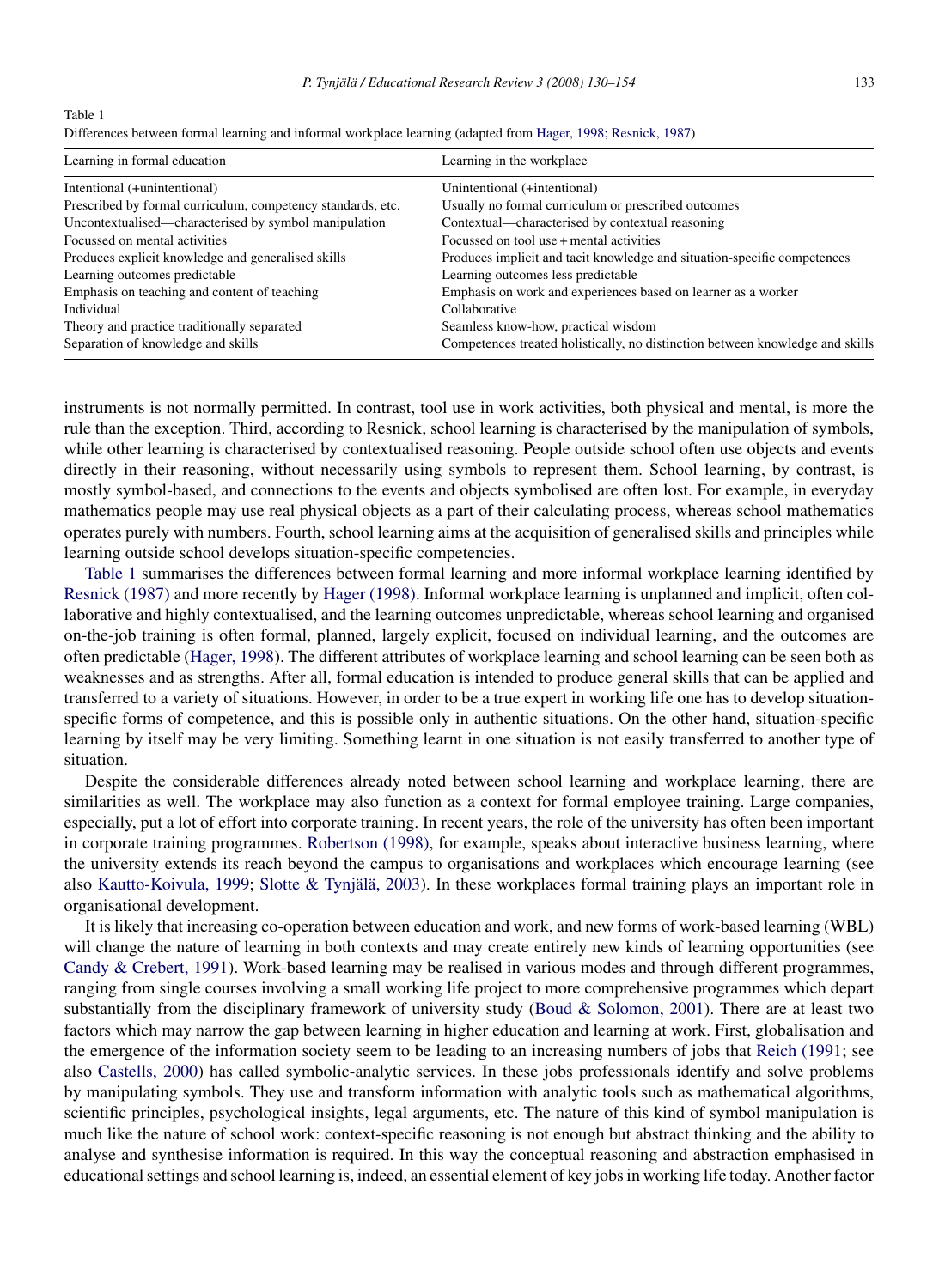Table 1
Differences between formal learning and informal workplace learning (adapted from Hager, 1998; Resnick, 1987)

| Learning in formal education | Learning in the workplace |
|---|---|
| Intentional (+unintentional) | Unintentional (+intentional) |
| Prescribed by formal curriculum, competency standards, etc. | Usually no formal curriculum or prescribed outcomes |
| Uncontextualised—characterised by symbol manipulation | Contextual—characterised by contextual reasoning |
| Focussed on mental activities | Focussed on tool use + mental activities |
| Produces explicit knowledge and generalised skills | Produces implicit and tacit knowledge and situation-specific competences |
| Learning outcomes predictable | Learning outcomes less predictable |
| Emphasis on teaching and content of teaching | Emphasis on work and experiences based on learner as a worker |
| Individual | Collaborative |
| Theory and practice traditionally separated | Seamless know-how, practical wisdom |
| Separation of knowledge and skills | Competences treated holistically, no distinction between knowledge and skills |

instruments is not normally permitted. In contrast, tool use in work activities, both physical and mental, is more the rule than the exception. Third, according to Resnick, school learning is characterised by the manipulation of symbols, while other learning is characterised by contextualised reasoning. People outside school often use objects and events directly in their reasoning, without necessarily using symbols to represent them. School learning, by contrast, is mostly symbol-based, and connections to the events and objects symbolised are often lost. For example, in everyday mathematics people may use real physical objects as a part of their calculating process, whereas school mathematics operates purely with numbers. Fourth, school learning aims at the acquisition of generalised skills and principles while learning outside school develops situation-specific competencies.

Table 1 summarises the differences between formal learning and more informal workplace learning identified by Resnick (1987) and more recently by Hager (1998). Informal workplace learning is unplanned and implicit, often collaborative and highly contextualised, and the learning outcomes unpredictable, whereas school learning and organised on-the-job training is often formal, planned, largely explicit, focused on individual learning, and the outcomes are often predictable (Hager, 1998). The different attributes of workplace learning and school learning can be seen both as weaknesses and as strengths. After all, formal education is intended to produce general skills that can be applied and transferred to a variety of situations. However, in order to be a true expert in working life one has to develop situation-specific forms of competence, and this is possible only in authentic situations. On the other hand, situation-specific learning by itself may be very limiting. Something learnt in one situation is not easily transferred to another type of situation.

Despite the considerable differences already noted between school learning and workplace learning, there are similarities as well. The workplace may also function as a context for formal employee training. Large companies, especially, put a lot of effort into corporate training. In recent years, the role of the university has often been important in corporate training programmes. Robertson (1998), for example, speaks about interactive business learning, where the university extends its reach beyond the campus to organisations and workplaces which encourage learning (see also Kautto-Koivula, 1999; Slotte & Tynjälä, 2003). In these workplaces formal training plays an important role in organisational development.

It is likely that increasing co-operation between education and work, and new forms of work-based learning (WBL) will change the nature of learning in both contexts and may create entirely new kinds of learning opportunities (see Candy & Crebert, 1991). Work-based learning may be realised in various modes and through different programmes, ranging from single courses involving a small working life project to more comprehensive programmes which depart substantially from the disciplinary framework of university study (Boud & Solomon, 2001). There are at least two factors which may narrow the gap between learning in higher education and learning at work. First, globalisation and the emergence of the information society seem to be leading to an increasing numbers of jobs that Reich (1991; see also Castells, 2000) has called symbolic-analytic services. In these jobs professionals identify and solve problems by manipulating symbols. They use and transform information with analytic tools such as mathematical algorithms, scientific principles, psychological insights, legal arguments, etc. The nature of this kind of symbol manipulation is much like the nature of school work: context-specific reasoning is not enough but abstract thinking and the ability to analyse and synthesise information is required. In this way the conceptual reasoning and abstraction emphasised in educational settings and school learning is, indeed, an essential element of key jobs in working life today. Another factor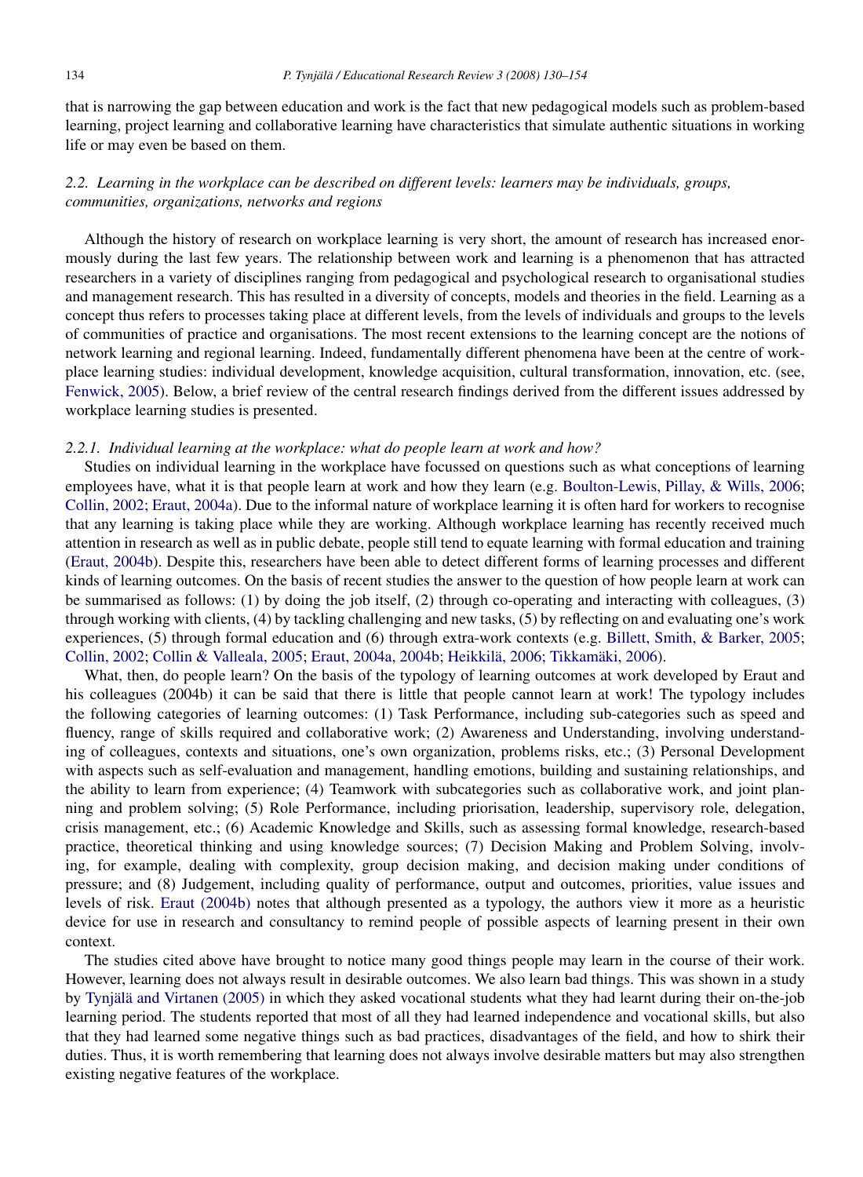that is narrowing the gap between education and work is the fact that new pedagogical models such as problem-based learning, project learning and collaborative learning have characteristics that simulate authentic situations in working life or may even be based on them.

### *2.2. Learning in the workplace can be described on different levels: learners may be individuals, groups, communities, organizations, networks and regions*

Although the history of research on workplace learning is very short, the amount of research has increased enormously during the last few years. The relationship between work and learning is a phenomenon that has attracted researchers in a variety of disciplines ranging from pedagogical and psychological research to organisational studies and management research. This has resulted in a diversity of concepts, models and theories in the field. Learning as a concept thus refers to processes taking place at different levels, from the levels of individuals and groups to the levels of communities of practice and organisations. The most recent extensions to the learning concept are the notions of network learning and regional learning. Indeed, fundamentally different phenomena have been at the centre of workplace learning studies: individual development, knowledge acquisition, cultural transformation, innovation, etc. (see, Fenwick, 2005). Below, a brief review of the central research findings derived from the different issues addressed by workplace learning studies is presented.

#### *2.2.1. Individual learning at the workplace: what do people learn at work and how?*

Studies on individual learning in the workplace have focussed on questions such as what conceptions of learning employees have, what it is that people learn at work and how they learn (e.g. Boulton-Lewis, Pillay, & Wills, 2006; Collin, 2002; Eraut, 2004a). Due to the informal nature of workplace learning it is often hard for workers to recognise that any learning is taking place while they are working. Although workplace learning has recently received much attention in research as well as in public debate, people still tend to equate learning with formal education and training (Eraut, 2004b). Despite this, researchers have been able to detect different forms of learning processes and different kinds of learning outcomes. On the basis of recent studies the answer to the question of how people learn at work can be summarised as follows: (1) by doing the job itself, (2) through co-operating and interacting with colleagues, (3) through working with clients, (4) by tackling challenging and new tasks, (5) by reflecting on and evaluating one's work experiences, (5) through formal education and (6) through extra-work contexts (e.g. Billett, Smith, & Barker, 2005; Collin, 2002; Collin & Valleala, 2005; Eraut, 2004a, 2004b; Heikkilä, 2006; Tikkamäki, 2006).

What, then, do people learn? On the basis of the typology of learning outcomes at work developed by Eraut and his colleagues (2004b) it can be said that there is little that people cannot learn at work! The typology includes the following categories of learning outcomes: (1) Task Performance, including sub-categories such as speed and fluency, range of skills required and collaborative work; (2) Awareness and Understanding, involving understanding of colleagues, contexts and situations, one's own organization, problems risks, etc.; (3) Personal Development with aspects such as self-evaluation and management, handling emotions, building and sustaining relationships, and the ability to learn from experience; (4) Teamwork with subcategories such as collaborative work, and joint planning and problem solving; (5) Role Performance, including priorisation, leadership, supervisory role, delegation, crisis management, etc.; (6) Academic Knowledge and Skills, such as assessing formal knowledge, research-based practice, theoretical thinking and using knowledge sources; (7) Decision Making and Problem Solving, involving, for example, dealing with complexity, group decision making, and decision making under conditions of pressure; and (8) Judgement, including quality of performance, output and outcomes, priorities, value issues and levels of risk. Eraut (2004b) notes that although presented as a typology, the authors view it more as a heuristic device for use in research and consultancy to remind people of possible aspects of learning present in their own context.

The studies cited above have brought to notice many good things people may learn in the course of their work. However, learning does not always result in desirable outcomes. We also learn bad things. This was shown in a study by Tynjälä and Virtanen (2005) in which they asked vocational students what they had learnt during their on-the-job learning period. The students reported that most of all they had learned independence and vocational skills, but also that they had learned some negative things such as bad practices, disadvantages of the field, and how to shirk their duties. Thus, it is worth remembering that learning does not always involve desirable matters but may also strengthen existing negative features of the workplace.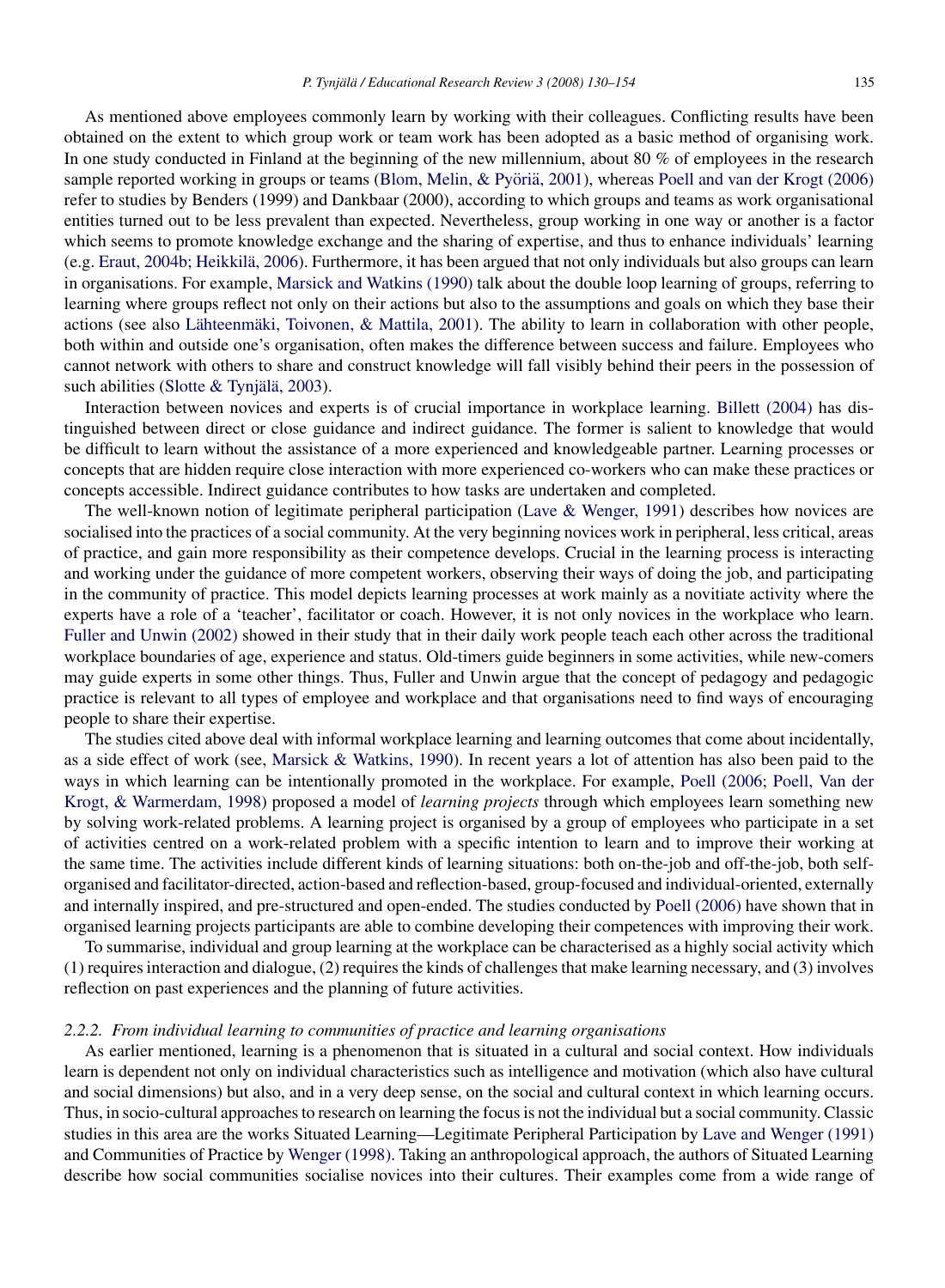As mentioned above employees commonly learn by working with their colleagues. Conflicting results have been obtained on the extent to which group work or team work has been adopted as a basic method of organising work. In one study conducted in Finland at the beginning of the new millennium, about 80 % of employees in the research sample reported working in groups or teams (Blom, Melin, & Pyöriä, 2001), whereas Poell and van der Krogt (2006) refer to studies by Benders (1999) and Dankbaar (2000), according to which groups and teams as work organisational entities turned out to be less prevalent than expected. Nevertheless, group working in one way or another is a factor which seems to promote knowledge exchange and the sharing of expertise, and thus to enhance individuals' learning (e.g. Eraut, 2004b; Heikkilä, 2006). Furthermore, it has been argued that not only individuals but also groups can learn in organisations. For example, Marsick and Watkins (1990) talk about the double loop learning of groups, referring to learning where groups reflect not only on their actions but also to the assumptions and goals on which they base their actions (see also Lähteenmäki, Toivonen, & Mattila, 2001). The ability to learn in collaboration with other people, both within and outside one's organisation, often makes the difference between success and failure. Employees who cannot network with others to share and construct knowledge will fall visibly behind their peers in the possession of such abilities (Slotte & Tynjälä, 2003).

Interaction between novices and experts is of crucial importance in workplace learning. Billett (2004) has distinguished between direct or close guidance and indirect guidance. The former is salient to knowledge that would be difficult to learn without the assistance of a more experienced and knowledgeable partner. Learning processes or concepts that are hidden require close interaction with more experienced co-workers who can make these practices or concepts accessible. Indirect guidance contributes to how tasks are undertaken and completed.

The well-known notion of legitimate peripheral participation (Lave & Wenger, 1991) describes how novices are socialised into the practices of a social community. At the very beginning novices work in peripheral, less critical, areas of practice, and gain more responsibility as their competence develops. Crucial in the learning process is interacting and working under the guidance of more competent workers, observing their ways of doing the job, and participating in the community of practice. This model depicts learning processes at work mainly as a novitiate activity where the experts have a role of a 'teacher', facilitator or coach. However, it is not only novices in the workplace who learn. Fuller and Unwin (2002) showed in their study that in their daily work people teach each other across the traditional workplace boundaries of age, experience and status. Old-timers guide beginners in some activities, while new-comers may guide experts in some other things. Thus, Fuller and Unwin argue that the concept of pedagogy and pedagogic practice is relevant to all types of employee and workplace and that organisations need to find ways of encouraging people to share their expertise.

The studies cited above deal with informal workplace learning and learning outcomes that come about incidentally, as a side effect of work (see, Marsick & Watkins, 1990). In recent years a lot of attention has also been paid to the ways in which learning can be intentionally promoted in the workplace. For example, Poell (2006; Poell, Van der Krogt, & Warmerdam, 1998) proposed a model of *learning projects* through which employees learn something new by solving work-related problems. A learning project is organised by a group of employees who participate in a set of activities centred on a work-related problem with a specific intention to learn and to improve their working at the same time. The activities include different kinds of learning situations: both on-the-job and off-the-job, both self-organised and facilitator-directed, action-based and reflection-based, group-focused and individual-oriented, externally and internally inspired, and pre-structured and open-ended. The studies conducted by Poell (2006) have shown that in organised learning projects participants are able to combine developing their competences with improving their work.

To summarise, individual and group learning at the workplace can be characterised as a highly social activity which (1) requires interaction and dialogue, (2) requires the kinds of challenges that make learning necessary, and (3) involves reflection on past experiences and the planning of future activities.

### *2.2.2. From individual learning to communities of practice and learning organisations*

As earlier mentioned, learning is a phenomenon that is situated in a cultural and social context. How individuals learn is dependent not only on individual characteristics such as intelligence and motivation (which also have cultural and social dimensions) but also, and in a very deep sense, on the social and cultural context in which learning occurs. Thus, in socio-cultural approaches to research on learning the focus is not the individual but a social community. Classic studies in this area are the works Situated Learning—Legitimate Peripheral Participation by Lave and Wenger (1991) and Communities of Practice by Wenger (1998). Taking an anthropological approach, the authors of Situated Learning describe how social communities socialise novices into their cultures. Their examples come from a wide range of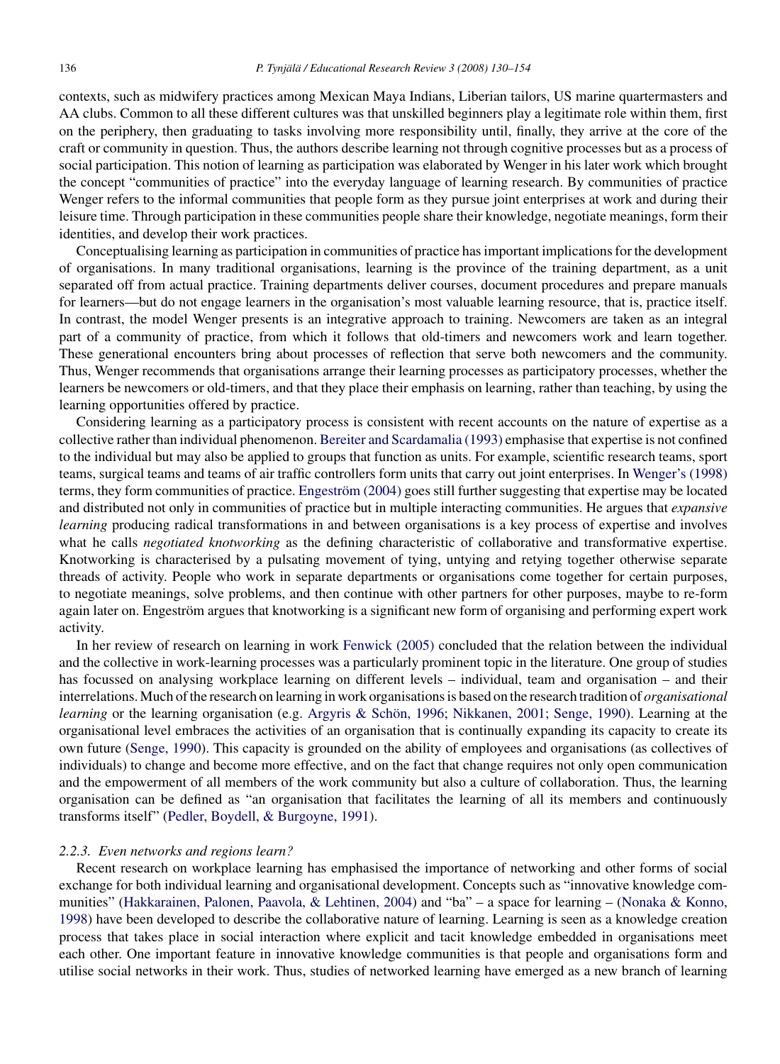contexts, such as midwifery practices among Mexican Maya Indians, Liberian tailors, US marine quartermasters and AA clubs. Common to all these different cultures was that unskilled beginners play a legitimate role within them, first on the periphery, then graduating to tasks involving more responsibility until, finally, they arrive at the core of the craft or community in question. Thus, the authors describe learning not through cognitive processes but as a process of social participation. This notion of learning as participation was elaborated by Wenger in his later work which brought the concept "communities of practice" into the everyday language of learning research. By communities of practice Wenger refers to the informal communities that people form as they pursue joint enterprises at work and during their leisure time. Through participation in these communities people share their knowledge, negotiate meanings, form their identities, and develop their work practices.

Conceptualising learning as participation in communities of practice has important implications for the development of organisations. In many traditional organisations, learning is the province of the training department, as a unit separated off from actual practice. Training departments deliver courses, document procedures and prepare manuals for learners—but do not engage learners in the organisation's most valuable learning resource, that is, practice itself. In contrast, the model Wenger presents is an integrative approach to training. Newcomers are taken as an integral part of a community of practice, from which it follows that old-timers and newcomers work and learn together. These generational encounters bring about processes of reflection that serve both newcomers and the community. Thus, Wenger recommends that organisations arrange their learning processes as participatory processes, whether the learners be newcomers or old-timers, and that they place their emphasis on learning, rather than teaching, by using the learning opportunities offered by practice.

Considering learning as a participatory process is consistent with recent accounts on the nature of expertise as a collective rather than individual phenomenon. Bereiter and Scardamalia (1993) emphasise that expertise is not confined to the individual but may also be applied to groups that function as units. For example, scientific research teams, sport teams, surgical teams and teams of air traffic controllers form units that carry out joint enterprises. In Wenger's (1998) terms, they form communities of practice. Engeström (2004) goes still further suggesting that expertise may be located and distributed not only in communities of practice but in multiple interacting communities. He argues that *expansive learning* producing radical transformations in and between organisations is a key process of expertise and involves what he calls *negotiated knotworking* as the defining characteristic of collaborative and transformative expertise. Knotworking is characterised by a pulsating movement of tying, untying and retying together otherwise separate threads of activity. People who work in separate departments or organisations come together for certain purposes, to negotiate meanings, solve problems, and then continue with other partners for other purposes, maybe to re-form again later on. Engeström argues that knotworking is a significant new form of organising and performing expert work activity.

In her review of research on learning in work Fenwick (2005) concluded that the relation between the individual and the collective in work-learning processes was a particularly prominent topic in the literature. One group of studies has focussed on analysing workplace learning on different levels – individual, team and organisation – and their interrelations. Much of the research on learning in work organisations is based on the research tradition of *organisational learning* or the learning organisation (e.g. Argyris & Schön, 1996; Nikkanen, 2001; Senge, 1990). Learning at the organisational level embraces the activities of an organisation that is continually expanding its capacity to create its own future (Senge, 1990). This capacity is grounded on the ability of employees and organisations (as collectives of individuals) to change and become more effective, and on the fact that change requires not only open communication and the empowerment of all members of the work community but also a culture of collaboration. Thus, the learning organisation can be defined as "an organisation that facilitates the learning of all its members and continuously transforms itself" (Pedler, Boydell, & Burgoyne, 1991).

### *2.2.3. Even networks and regions learn?*

Recent research on workplace learning has emphasised the importance of networking and other forms of social exchange for both individual learning and organisational development. Concepts such as "innovative knowledge communities" (Hakkarainen, Palonen, Paavola, & Lehtinen, 2004) and "ba" – a space for learning – (Nonaka & Konno, 1998) have been developed to describe the collaborative nature of learning. Learning is seen as a knowledge creation process that takes place in social interaction where explicit and tacit knowledge embedded in organisations meet each other. One important feature in innovative knowledge communities is that people and organisations form and utilise social networks in their work. Thus, studies of networked learning have emerged as a new branch of learning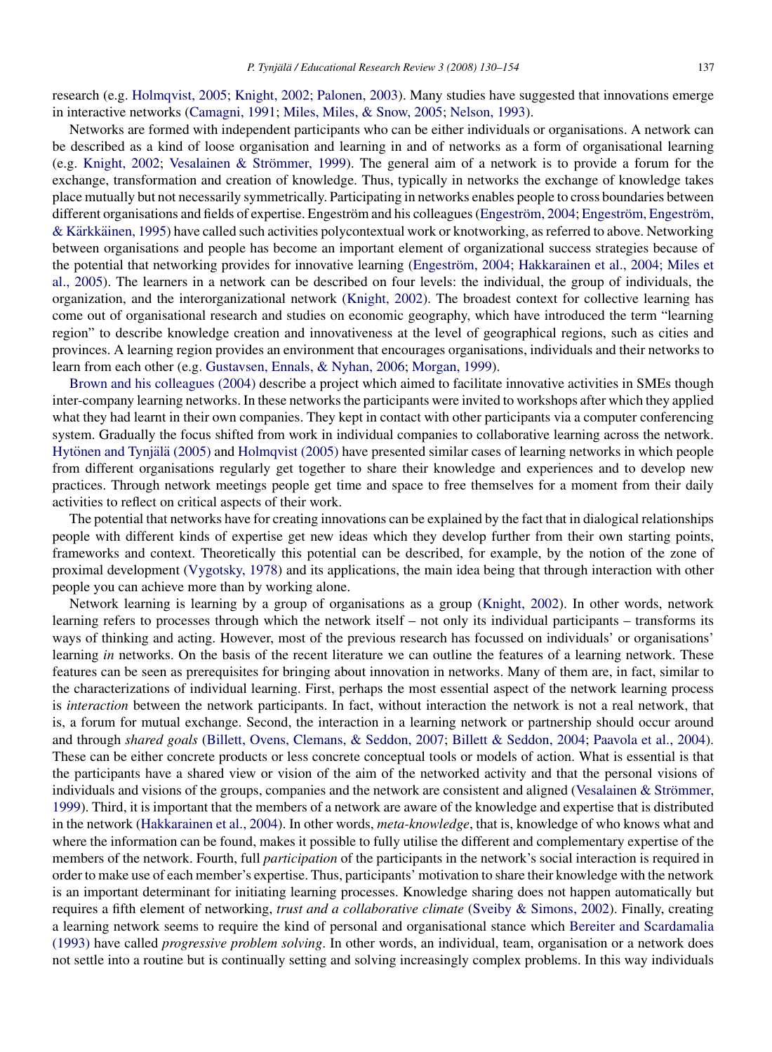research (e.g. Holmqvist, 2005; Knight, 2002; Palonen, 2003). Many studies have suggested that innovations emerge in interactive networks (Camagni, 1991; Miles, Miles, & Snow, 2005; Nelson, 1993).

Networks are formed with independent participants who can be either individuals or organisations. A network can be described as a kind of loose organisation and learning in and of networks as a form of organisational learning (e.g. Knight, 2002; Vesalainen & Strömmer, 1999). The general aim of a network is to provide a forum for the exchange, transformation and creation of knowledge. Thus, typically in networks the exchange of knowledge takes place mutually but not necessarily symmetrically. Participating in networks enables people to cross boundaries between different organisations and fields of expertise. Engeström and his colleagues (Engeström, 2004; Engeström, Engeström, & Kärkkäinen, 1995) have called such activities polycontextual work or knotworking, as referred to above. Networking between organisations and people has become an important element of organizational success strategies because of the potential that networking provides for innovative learning (Engeström, 2004; Hakkarainen et al., 2004; Miles et al., 2005). The learners in a network can be described on four levels: the individual, the group of individuals, the organization, and the interorganizational network (Knight, 2002). The broadest context for collective learning has come out of organisational research and studies on economic geography, which have introduced the term "learning region" to describe knowledge creation and innovativeness at the level of geographical regions, such as cities and provinces. A learning region provides an environment that encourages organisations, individuals and their networks to learn from each other (e.g. Gustavsen, Ennals, & Nyhan, 2006; Morgan, 1999).

Brown and his colleagues (2004) describe a project which aimed to facilitate innovative activities in SMEs though inter-company learning networks. In these networks the participants were invited to workshops after which they applied what they had learnt in their own companies. They kept in contact with other participants via a computer conferencing system. Gradually the focus shifted from work in individual companies to collaborative learning across the network. Hytönen and Tynjälä (2005) and Holmqvist (2005) have presented similar cases of learning networks in which people from different organisations regularly get together to share their knowledge and experiences and to develop new practices. Through network meetings people get time and space to free themselves for a moment from their daily activities to reflect on critical aspects of their work.

The potential that networks have for creating innovations can be explained by the fact that in dialogical relationships people with different kinds of expertise get new ideas which they develop further from their own starting points, frameworks and context. Theoretically this potential can be described, for example, by the notion of the zone of proximal development (Vygotsky, 1978) and its applications, the main idea being that through interaction with other people you can achieve more than by working alone.

Network learning is learning by a group of organisations as a group (Knight, 2002). In other words, network learning refers to processes through which the network itself – not only its individual participants – transforms its ways of thinking and acting. However, most of the previous research has focussed on individuals' or organisations' learning *in* networks. On the basis of the recent literature we can outline the features of a learning network. These features can be seen as prerequisites for bringing about innovation in networks. Many of them are, in fact, similar to the characterizations of individual learning. First, perhaps the most essential aspect of the network learning process is *interaction* between the network participants. In fact, without interaction the network is not a real network, that is, a forum for mutual exchange. Second, the interaction in a learning network or partnership should occur around and through *shared goals* (Billett, Ovens, Clemans, & Seddon, 2007; Billett & Seddon, 2004; Paavola et al., 2004). These can be either concrete products or less concrete conceptual tools or models of action. What is essential is that the participants have a shared view or vision of the aim of the networked activity and that the personal visions of individuals and visions of the groups, companies and the network are consistent and aligned (Vesalainen & Strömmer, 1999). Third, it is important that the members of a network are aware of the knowledge and expertise that is distributed in the network (Hakkarainen et al., 2004). In other words, *meta-knowledge*, that is, knowledge of who knows what and where the information can be found, makes it possible to fully utilise the different and complementary expertise of the members of the network. Fourth, full *participation* of the participants in the network's social interaction is required in order to make use of each member's expertise. Thus, participants' motivation to share their knowledge with the network is an important determinant for initiating learning processes. Knowledge sharing does not happen automatically but requires a fifth element of networking, *trust and a collaborative climate* (Sveiby & Simons, 2002). Finally, creating a learning network seems to require the kind of personal and organisational stance which Bereiter and Scardamalia (1993) have called *progressive problem solving*. In other words, an individual, team, organisation or a network does not settle into a routine but is continually setting and solving increasingly complex problems. In this way individuals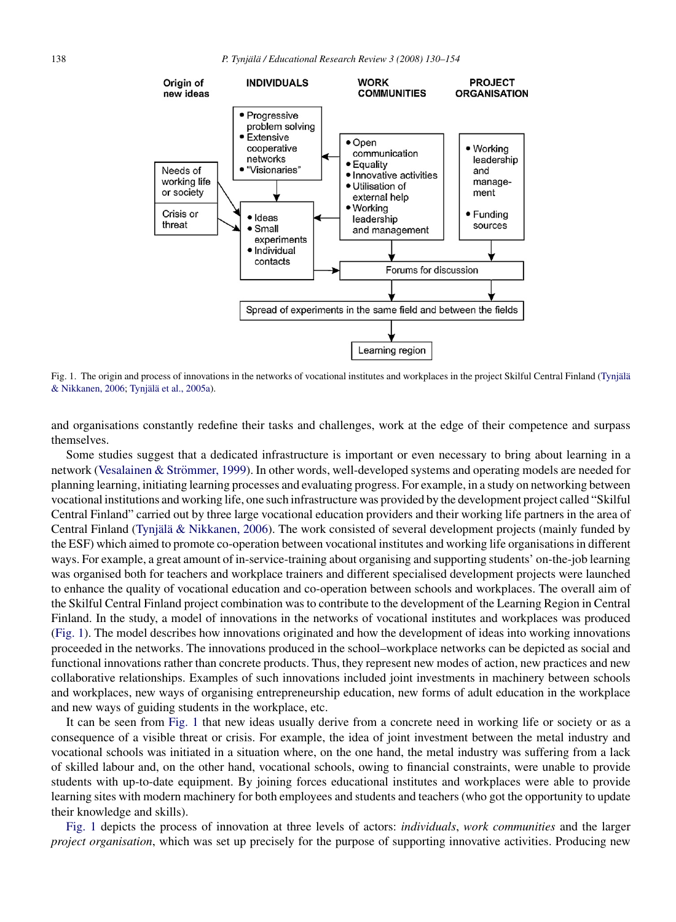| Origin of new ideas | INDIVIDUALS | WORK COMMUNITIES | PROJECT ORGANISATION |
| --- | --- | --- | --- |
| | • Progressive problem solving<br>• Extensive cooperative networks<br>• "Visionaries" | • Open communication<br>• Equality<br>• Innovative activities<br>• Utilisation of external help<br>• Working leadership and management | • Working leadership and management<br>• Funding sources |
| Needs of working life or society<br>Crisis or threat | • Ideas<br>• Small experiments<br>• Individual contacts | Forums for discussion | |
| | Spread of experiments in the same field and between the fields | | |
| | Learning region | | |

Fig. 1. The origin and process of innovations in the networks of vocational institutes and workplaces in the project Skilful Central Finland (Tynjälä & Nikkanen, 2006; Tynjälä et al., 2005a).

and organisations constantly redefine their tasks and challenges, work at the edge of their competence and surpass themselves.

Some studies suggest that a dedicated infrastructure is important or even necessary to bring about learning in a network (Vesalainen & Strömmer, 1999). In other words, well-developed systems and operating models are needed for planning learning, initiating learning processes and evaluating progress. For example, in a study on networking between vocational institutions and working life, one such infrastructure was provided by the development project called "Skilful Central Finland" carried out by three large vocational education providers and their working life partners in the area of Central Finland (Tynjälä & Nikkanen, 2006). The work consisted of several development projects (mainly funded by the ESF) which aimed to promote co-operation between vocational institutes and working life organisations in different ways. For example, a great amount of in-service-training about organising and supporting students' on-the-job learning was organised both for teachers and workplace trainers and different specialised development projects were launched to enhance the quality of vocational education and co-operation between schools and workplaces. The overall aim of the Skilful Central Finland project combination was to contribute to the development of the Learning Region in Central Finland. In the study, a model of innovations in the networks of vocational institutes and workplaces was produced (Fig. 1). The model describes how innovations originated and how the development of ideas into working innovations proceeded in the networks. The innovations produced in the school–workplace networks can be depicted as social and functional innovations rather than concrete products. Thus, they represent new modes of action, new practices and new collaborative relationships. Examples of such innovations included joint investments in machinery between schools and workplaces, new ways of organising entrepreneurship education, new forms of adult education in the workplace and new ways of guiding students in the workplace, etc.

It can be seen from Fig. 1 that new ideas usually derive from a concrete need in working life or society or as a consequence of a visible threat or crisis. For example, the idea of joint investment between the metal industry and vocational schools was initiated in a situation where, on the one hand, the metal industry was suffering from a lack of skilled labour and, on the other hand, vocational schools, owing to financial constraints, were unable to provide students with up-to-date equipment. By joining forces educational institutes and workplaces were able to provide learning sites with modern machinery for both employees and students and teachers (who got the opportunity to update their knowledge and skills).

Fig. 1 depicts the process of innovation at three levels of actors: *individuals*, *work communities* and the larger *project organisation*, which was set up precisely for the purpose of supporting innovative activities. Producing new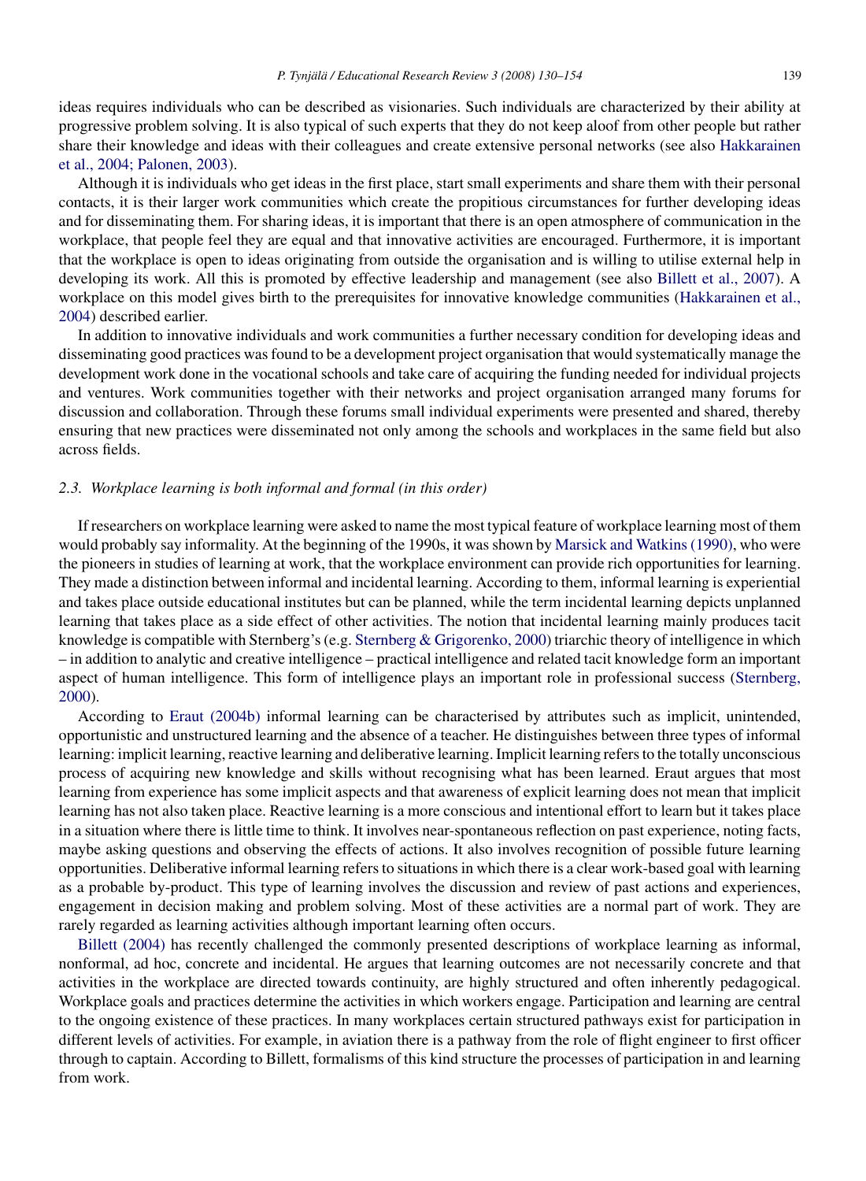ideas requires individuals who can be described as visionaries. Such individuals are characterized by their ability at progressive problem solving. It is also typical of such experts that they do not keep aloof from other people but rather share their knowledge and ideas with their colleagues and create extensive personal networks (see also Hakkarainen et al., 2004; Palonen, 2003).

Although it is individuals who get ideas in the first place, start small experiments and share them with their personal contacts, it is their larger work communities which create the propitious circumstances for further developing ideas and for disseminating them. For sharing ideas, it is important that there is an open atmosphere of communication in the workplace, that people feel they are equal and that innovative activities are encouraged. Furthermore, it is important that the workplace is open to ideas originating from outside the organisation and is willing to utilise external help in developing its work. All this is promoted by effective leadership and management (see also Billett et al., 2007). A workplace on this model gives birth to the prerequisites for innovative knowledge communities (Hakkarainen et al., 2004) described earlier.

In addition to innovative individuals and work communities a further necessary condition for developing ideas and disseminating good practices was found to be a development project organisation that would systematically manage the development work done in the vocational schools and take care of acquiring the funding needed for individual projects and ventures. Work communities together with their networks and project organisation arranged many forums for discussion and collaboration. Through these forums small individual experiments were presented and shared, thereby ensuring that new practices were disseminated not only among the schools and workplaces in the same field but also across fields.

### *2.3. Workplace learning is both informal and formal (in this order)*

If researchers on workplace learning were asked to name the most typical feature of workplace learning most of them would probably say informality. At the beginning of the 1990s, it was shown by Marsick and Watkins (1990), who were the pioneers in studies of learning at work, that the workplace environment can provide rich opportunities for learning. They made a distinction between informal and incidental learning. According to them, informal learning is experiential and takes place outside educational institutes but can be planned, while the term incidental learning depicts unplanned learning that takes place as a side effect of other activities. The notion that incidental learning mainly produces tacit knowledge is compatible with Sternberg's (e.g. Sternberg & Grigorenko, 2000) triarchic theory of intelligence in which – in addition to analytic and creative intelligence – practical intelligence and related tacit knowledge form an important aspect of human intelligence. This form of intelligence plays an important role in professional success (Sternberg, 2000).

According to Eraut (2004b) informal learning can be characterised by attributes such as implicit, unintended, opportunistic and unstructured learning and the absence of a teacher. He distinguishes between three types of informal learning: implicit learning, reactive learning and deliberative learning. Implicit learning refers to the totally unconscious process of acquiring new knowledge and skills without recognising what has been learned. Eraut argues that most learning from experience has some implicit aspects and that awareness of explicit learning does not mean that implicit learning has not also taken place. Reactive learning is a more conscious and intentional effort to learn but it takes place in a situation where there is little time to think. It involves near-spontaneous reflection on past experience, noting facts, maybe asking questions and observing the effects of actions. It also involves recognition of possible future learning opportunities. Deliberative informal learning refers to situations in which there is a clear work-based goal with learning as a probable by-product. This type of learning involves the discussion and review of past actions and experiences, engagement in decision making and problem solving. Most of these activities are a normal part of work. They are rarely regarded as learning activities although important learning often occurs.

Billett (2004) has recently challenged the commonly presented descriptions of workplace learning as informal, nonformal, ad hoc, concrete and incidental. He argues that learning outcomes are not necessarily concrete and that activities in the workplace are directed towards continuity, are highly structured and often inherently pedagogical. Workplace goals and practices determine the activities in which workers engage. Participation and learning are central to the ongoing existence of these practices. In many workplaces certain structured pathways exist for participation in different levels of activities. For example, in aviation there is a pathway from the role of flight engineer to first officer through to captain. According to Billett, formalisms of this kind structure the processes of participation in and learning from work.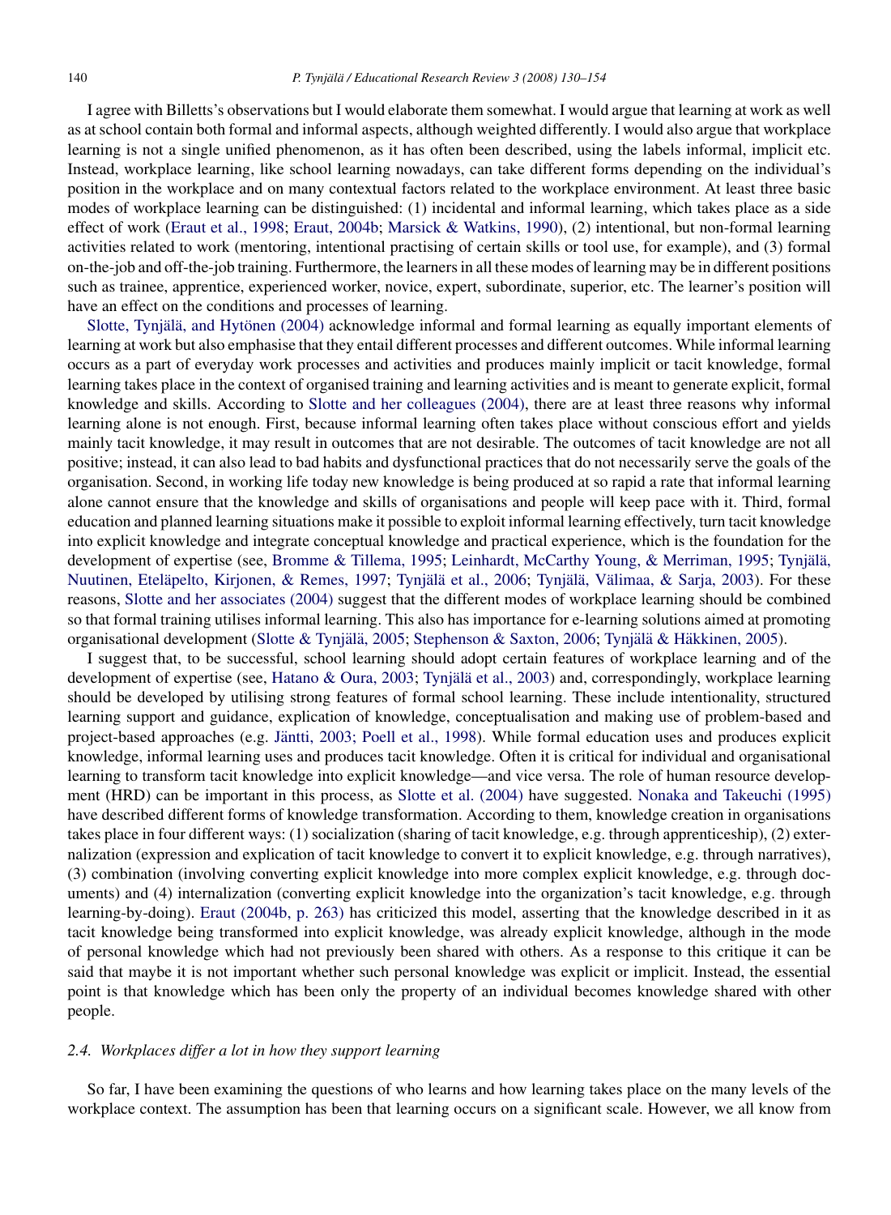I agree with Billetts's observations but I would elaborate them somewhat. I would argue that learning at work as well as at school contain both formal and informal aspects, although weighted differently. I would also argue that workplace learning is not a single unified phenomenon, as it has often been described, using the labels informal, implicit etc. Instead, workplace learning, like school learning nowadays, can take different forms depending on the individual's position in the workplace and on many contextual factors related to the workplace environment. At least three basic modes of workplace learning can be distinguished: (1) incidental and informal learning, which takes place as a side effect of work (Eraut et al., 1998; Eraut, 2004b; Marsick & Watkins, 1990), (2) intentional, but non-formal learning activities related to work (mentoring, intentional practising of certain skills or tool use, for example), and (3) formal on-the-job and off-the-job training. Furthermore, the learners in all these modes of learning may be in different positions such as trainee, apprentice, experienced worker, novice, expert, subordinate, superior, etc. The learner's position will have an effect on the conditions and processes of learning.

Slotte, Tynjälä, and Hytönen (2004) acknowledge informal and formal learning as equally important elements of learning at work but also emphasise that they entail different processes and different outcomes. While informal learning occurs as a part of everyday work processes and activities and produces mainly implicit or tacit knowledge, formal learning takes place in the context of organised training and learning activities and is meant to generate explicit, formal knowledge and skills. According to Slotte and her colleagues (2004), there are at least three reasons why informal learning alone is not enough. First, because informal learning often takes place without conscious effort and yields mainly tacit knowledge, it may result in outcomes that are not desirable. The outcomes of tacit knowledge are not all positive; instead, it can also lead to bad habits and dysfunctional practices that do not necessarily serve the goals of the organisation. Second, in working life today new knowledge is being produced at so rapid a rate that informal learning alone cannot ensure that the knowledge and skills of organisations and people will keep pace with it. Third, formal education and planned learning situations make it possible to exploit informal learning effectively, turn tacit knowledge into explicit knowledge and integrate conceptual knowledge and practical experience, which is the foundation for the development of expertise (see, Bromme & Tillema, 1995; Leinhardt, McCarthy Young, & Merriman, 1995; Tynjälä, Nuutinen, Eteläpelto, Kirjonen, & Remes, 1997; Tynjälä et al., 2006; Tynjälä, Välimaa, & Sarja, 2003). For these reasons, Slotte and her associates (2004) suggest that the different modes of workplace learning should be combined so that formal training utilises informal learning. This also has importance for e-learning solutions aimed at promoting organisational development (Slotte & Tynjälä, 2005; Stephenson & Saxton, 2006; Tynjälä & Häkkinen, 2005).

I suggest that, to be successful, school learning should adopt certain features of workplace learning and of the development of expertise (see, Hatano & Oura, 2003; Tynjälä et al., 2003) and, correspondingly, workplace learning should be developed by utilising strong features of formal school learning. These include intentionality, structured learning support and guidance, explication of knowledge, conceptualisation and making use of problem-based and project-based approaches (e.g. Jäntti, 2003; Poell et al., 1998). While formal education uses and produces explicit knowledge, informal learning uses and produces tacit knowledge. Often it is critical for individual and organisational learning to transform tacit knowledge into explicit knowledge—and vice versa. The role of human resource development (HRD) can be important in this process, as Slotte et al. (2004) have suggested. Nonaka and Takeuchi (1995) have described different forms of knowledge transformation. According to them, knowledge creation in organisations takes place in four different ways: (1) socialization (sharing of tacit knowledge, e.g. through apprenticeship), (2) externalization (expression and explication of tacit knowledge to convert it to explicit knowledge, e.g. through narratives), (3) combination (involving converting explicit knowledge into more complex explicit knowledge, e.g. through documents) and (4) internalization (converting explicit knowledge into the organization's tacit knowledge, e.g. through learning-by-doing). Eraut (2004b, p. 263) has criticized this model, asserting that the knowledge described in it as tacit knowledge being transformed into explicit knowledge, was already explicit knowledge, although in the mode of personal knowledge which had not previously been shared with others. As a response to this critique it can be said that maybe it is not important whether such personal knowledge was explicit or implicit. Instead, the essential point is that knowledge which has been only the property of an individual becomes knowledge shared with other people.

### 2.4. Workplaces differ a lot in how they support learning

So far, I have been examining the questions of who learns and how learning takes place on the many levels of the workplace context. The assumption has been that learning occurs on a significant scale. However, we all know from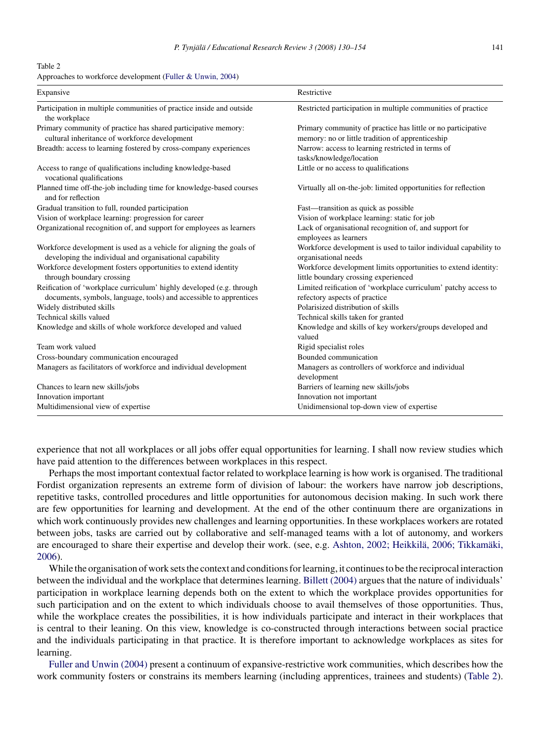Table 2
Approaches to workforce development (Fuller & Unwin, 2004)

| Expansive | Restrictive |
|---|---|
| Participation in multiple communities of practice inside and outside the workplace | Restricted participation in multiple communities of practice |
| Primary community of practice has shared participative memory: cultural inheritance of workforce development | Primary community of practice has little or no participative memory: no or little tradition of apprenticeship |
| Breadth: access to learning fostered by cross-company experiences | Narrow: access to learning restricted in terms of tasks/knowledge/location |
| Access to range of qualifications including knowledge-based vocational qualifications | Little or no access to qualifications |
| Planned time off-the-job including time for knowledge-based courses and for reflection | Virtually all on-the-job: limited opportunities for reflection |
| Gradual transition to full, rounded participation | Fast—transition as quick as possible |
| Vision of workplace learning: progression for career | Vision of workplace learning: static for job |
| Organizational recognition of, and support for employees as learners | Lack of organisational recognition of, and support for employees as learners |
| Workforce development is used as a vehicle for aligning the goals of developing the individual and organisational capability | Workforce development is used to tailor individual capability to organisational needs |
| Workforce development fosters opportunities to extend identity through boundary crossing | Workforce development limits opportunities to extend identity: little boundary crossing experienced |
| Reification of 'workplace curriculum' highly developed (e.g. through documents, symbols, language, tools) and accessible to apprentices | Limited reification of 'workplace curriculum' patchy access to refectory aspects of practice |
| Widely distributed skills | Polarisized distribution of skills |
| Technical skills valued | Technical skills taken for granted |
| Knowledge and skills of whole workforce developed and valued | Knowledge and skills of key workers/groups developed and valued |
| Team work valued | Rigid specialist roles |
| Cross-boundary communication encouraged | Bounded communication |
| Managers as facilitators of workforce and individual development | Managers as controllers of workforce and individual development |
| Chances to learn new skills/jobs | Barriers of learning new skills/jobs |
| Innovation important | Innovation not important |
| Multidimensional view of expertise | Unidimensional top-down view of expertise |

experience that not all workplaces or all jobs offer equal opportunities for learning. I shall now review studies which have paid attention to the differences between workplaces in this respect.

Perhaps the most important contextual factor related to workplace learning is how work is organised. The traditional Fordist organization represents an extreme form of division of labour: the workers have narrow job descriptions, repetitive tasks, controlled procedures and little opportunities for autonomous decision making. In such work there are few opportunities for learning and development. At the end of the other continuum there are organizations in which work continuously provides new challenges and learning opportunities. In these workplaces workers are rotated between jobs, tasks are carried out by collaborative and self-managed teams with a lot of autonomy, and workers are encouraged to share their expertise and develop their work. (see, e.g. Ashton, 2002; Heikkilä, 2006; Tikkamäki, 2006).

While the organisation of work sets the context and conditions for learning, it continues to be the reciprocal interaction between the individual and the workplace that determines learning. Billett (2004) argues that the nature of individuals' participation in workplace learning depends both on the extent to which the workplace provides opportunities for such participation and on the extent to which individuals choose to avail themselves of those opportunities. Thus, while the workplace creates the possibilities, it is how individuals participate and interact in their workplaces that is central to their leaning. On this view, knowledge is co-constructed through interactions between social practice and the individuals participating in that practice. It is therefore important to acknowledge workplaces as sites for learning.

Fuller and Unwin (2004) present a continuum of expansive-restrictive work communities, which describes how the work community fosters or constrains its members learning (including apprentices, trainees and students) (Table 2).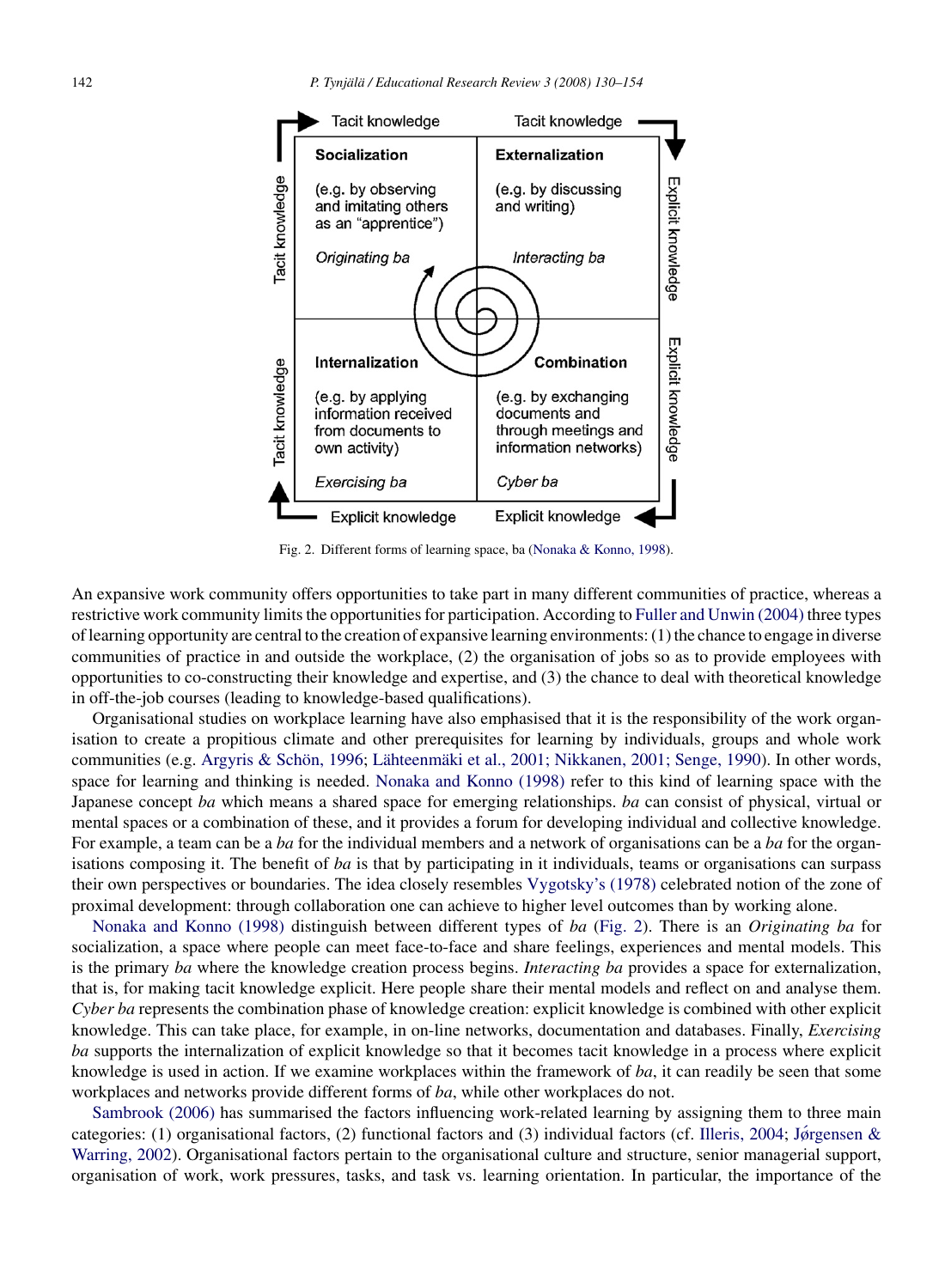Tacit knowledge

Tacit knowledge

Socialization

(e.g. by observing and imitating others as an "apprentice")

*Originating ba*

Externalization

(e.g. by discussing and writing)

*Interacting ba*

Explicit knowledge

Tacit knowledge

Internalization

(e.g. by applying information received from documents to own activity)

*Exercising ba*

Combination

(e.g. by exchanging documents and through meetings and information networks)

*Cyber ba*

Explicit knowledge

Tacit knowledge

Explicit knowledge

Explicit knowledge

Explicit knowledge

Fig. 2. Different forms of learning space, ba (Nonaka & Konno, 1998).

An expansive work community offers opportunities to take part in many different communities of practice, whereas a restrictive work community limits the opportunities for participation. According to Fuller and Unwin (2004) three types of learning opportunity are central to the creation of expansive learning environments: (1) the chance to engage in diverse communities of practice in and outside the workplace, (2) the organisation of jobs so as to provide employees with opportunities to co-constructing their knowledge and expertise, and (3) the chance to deal with theoretical knowledge in off-the-job courses (leading to knowledge-based qualifications).

Organisational studies on workplace learning have also emphasised that it is the responsibility of the work organisation to create a propitious climate and other prerequisites for learning by individuals, groups and whole work communities (e.g. Argyris & Schön, 1996; Lähteenmäki et al., 2001; Nikkanen, 2001; Senge, 1990). In other words, space for learning and thinking is needed. Nonaka and Konno (1998) refer to this kind of learning space with the Japanese concept *ba* which means a shared space for emerging relationships. *ba* can consist of physical, virtual or mental spaces or a combination of these, and it provides a forum for developing individual and collective knowledge. For example, a team can be a *ba* for the individual members and a network of organisations can be a *ba* for the organisations composing it. The benefit of *ba* is that by participating in it individuals, teams or organisations can surpass their own perspectives or boundaries. The idea closely resembles Vygotsky's (1978) celebrated notion of the zone of proximal development: through collaboration one can achieve to higher level outcomes than by working alone.

Nonaka and Konno (1998) distinguish between different types of *ba* (Fig. 2). There is an *Originating ba* for socialization, a space where people can meet face-to-face and share feelings, experiences and mental models. This is the primary *ba* where the knowledge creation process begins. *Interacting ba* provides a space for externalization, that is, for making tacit knowledge explicit. Here people share their mental models and reflect on and analyse them. *Cyber ba* represents the combination phase of knowledge creation: explicit knowledge is combined with other explicit knowledge. This can take place, for example, in on-line networks, documentation and databases. Finally, *Exercising ba* supports the internalization of explicit knowledge so that it becomes tacit knowledge in a process where explicit knowledge is used in action. If we examine workplaces within the framework of *ba*, it can readily be seen that some workplaces and networks provide different forms of *ba*, while other workplaces do not.

Sambrook (2006) has summarised the factors influencing work-related learning by assigning them to three main categories: (1) organisational factors, (2) functional factors and (3) individual factors (cf. Illeris, 2004; Jørgensen & Warring, 2002). Organisational factors pertain to the organisational culture and structure, senior managerial support, organisation of work, work pressures, tasks, and task vs. learning orientation. In particular, the importance of the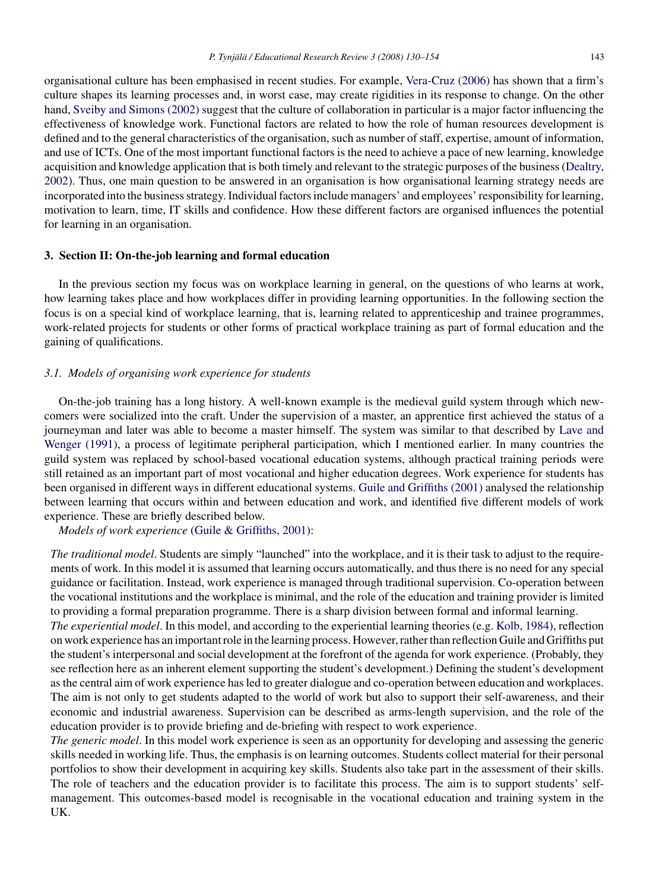organisational culture has been emphasised in recent studies. For example, Vera-Cruz (2006) has shown that a firm's culture shapes its learning processes and, in worst case, may create rigidities in its response to change. On the other hand, Sveiby and Simons (2002) suggest that the culture of collaboration in particular is a major factor influencing the effectiveness of knowledge work. Functional factors are related to how the role of human resources development is defined and to the general characteristics of the organisation, such as number of staff, expertise, amount of information, and use of ICTs. One of the most important functional factors is the need to achieve a pace of new learning, knowledge acquisition and knowledge application that is both timely and relevant to the strategic purposes of the business (Dealtry, 2002). Thus, one main question to be answered in an organisation is how organisational learning strategy needs are incorporated into the business strategy. Individual factors include managers' and employees' responsibility for learning, motivation to learn, time, IT skills and confidence. How these different factors are organised influences the potential for learning in an organisation.

## 3. Section II: On-the-job learning and formal education

In the previous section my focus was on workplace learning in general, on the questions of who learns at work, how learning takes place and how workplaces differ in providing learning opportunities. In the following section the focus is on a special kind of workplace learning, that is, learning related to apprenticeship and trainee programmes, work-related projects for students or other forms of practical workplace training as part of formal education and the gaining of qualifications.

### 3.1. Models of organising work experience for students

On-the-job training has a long history. A well-known example is the medieval guild system through which newcomers were socialized into the craft. Under the supervision of a master, an apprentice first achieved the status of a journeyman and later was able to become a master himself. The system was similar to that described by Lave and Wenger (1991), a process of legitimate peripheral participation, which I mentioned earlier. In many countries the guild system was replaced by school-based vocational education systems, although practical training periods were still retained as an important part of most vocational and higher education degrees. Work experience for students has been organised in different ways in different educational systems. Guile and Griffiths (2001) analysed the relationship between learning that occurs within and between education and work, and identified five different models of work experience. These are briefly described below.

*Models of work experience* (Guile & Griffiths, 2001):

*The traditional model*. Students are simply "launched" into the workplace, and it is their task to adjust to the requirements of work. In this model it is assumed that learning occurs automatically, and thus there is no need for any special guidance or facilitation. Instead, work experience is managed through traditional supervision. Co-operation between the vocational institutions and the workplace is minimal, and the role of the education and training provider is limited to providing a formal preparation programme. There is a sharp division between formal and informal learning.

*The experiential model*. In this model, and according to the experiential learning theories (e.g. Kolb, 1984), reflection on work experience has an important role in the learning process. However, rather than reflection Guile and Griffiths put the student's interpersonal and social development at the forefront of the agenda for work experience. (Probably, they see reflection here as an inherent element supporting the student's development.) Defining the student's development as the central aim of work experience has led to greater dialogue and co-operation between education and workplaces. The aim is not only to get students adapted to the world of work but also to support their self-awareness, and their economic and industrial awareness. Supervision can be described as arms-length supervision, and the role of the education provider is to provide briefing and de-briefing with respect to work experience.

*The generic model*. In this model work experience is seen as an opportunity for developing and assessing the generic skills needed in working life. Thus, the emphasis is on learning outcomes. Students collect material for their personal portfolios to show their development in acquiring key skills. Students also take part in the assessment of their skills. The role of teachers and the education provider is to facilitate this process. The aim is to support students' self-management. This outcomes-based model is recognisable in the vocational education and training system in the UK.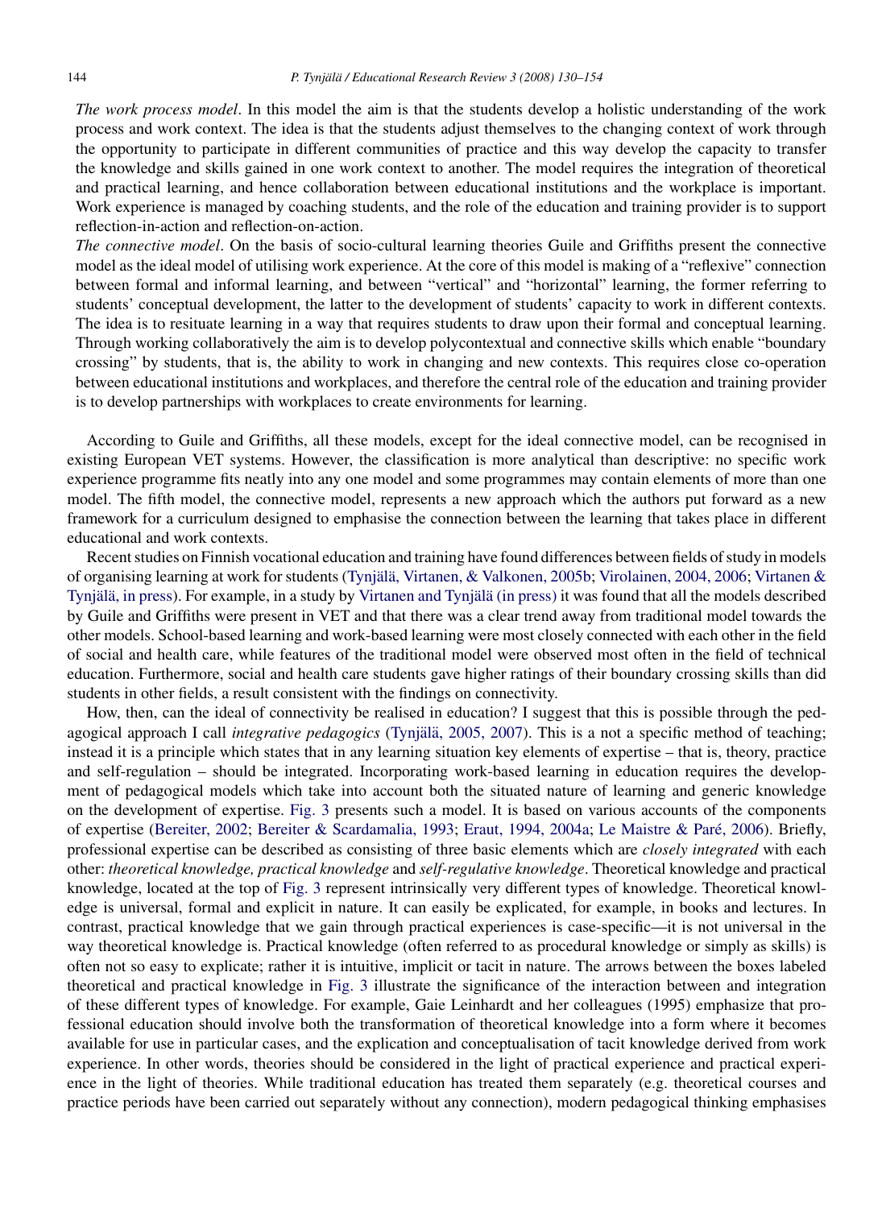*The work process model*. In this model the aim is that the students develop a holistic understanding of the work process and work context. The idea is that the students adjust themselves to the changing context of work through the opportunity to participate in different communities of practice and this way develop the capacity to transfer the knowledge and skills gained in one work context to another. The model requires the integration of theoretical and practical learning, and hence collaboration between educational institutions and the workplace is important. Work experience is managed by coaching students, and the role of the education and training provider is to support reflection-in-action and reflection-on-action.

*The connective model*. On the basis of socio-cultural learning theories Guile and Griffiths present the connective model as the ideal model of utilising work experience. At the core of this model is making of a "reflexive" connection between formal and informal learning, and between "vertical" and "horizontal" learning, the former referring to students' conceptual development, the latter to the development of students' capacity to work in different contexts. The idea is to resituate learning in a way that requires students to draw upon their formal and conceptual learning. Through working collaboratively the aim is to develop polycontextual and connective skills which enable "boundary crossing" by students, that is, the ability to work in changing and new contexts. This requires close co-operation between educational institutions and workplaces, and therefore the central role of the education and training provider is to develop partnerships with workplaces to create environments for learning.

According to Guile and Griffiths, all these models, except for the ideal connective model, can be recognised in existing European VET systems. However, the classification is more analytical than descriptive: no specific work experience programme fits neatly into any one model and some programmes may contain elements of more than one model. The fifth model, the connective model, represents a new approach which the authors put forward as a framework for a curriculum designed to emphasise the connection between the learning that takes place in different educational and work contexts.

Recent studies on Finnish vocational education and training have found differences between fields of study in models of organising learning at work for students (Tynjälä, Virtanen, & Valkonen, 2005b; Virolainen, 2004, 2006; Virtanen & Tynjälä, in press). For example, in a study by Virtanen and Tynjälä (in press) it was found that all the models described by Guile and Griffiths were present in VET and that there was a clear trend away from traditional model towards the other models. School-based learning and work-based learning were most closely connected with each other in the field of social and health care, while features of the traditional model were observed most often in the field of technical education. Furthermore, social and health care students gave higher ratings of their boundary crossing skills than did students in other fields, a result consistent with the findings on connectivity.

How, then, can the ideal of connectivity be realised in education? I suggest that this is possible through the pedagogical approach I call *integrative pedagogics* (Tynjälä, 2005, 2007). This is a not a specific method of teaching; instead it is a principle which states that in any learning situation key elements of expertise – that is, theory, practice and self-regulation – should be integrated. Incorporating work-based learning in education requires the development of pedagogical models which take into account both the situated nature of learning and generic knowledge on the development of expertise. Fig. 3 presents such a model. It is based on various accounts of the components of expertise (Bereiter, 2002; Bereiter & Scardamalia, 1993; Eraut, 1994, 2004a; Le Maistre & Paré, 2006). Briefly, professional expertise can be described as consisting of three basic elements which are *closely integrated* with each other: *theoretical knowledge, practical knowledge* and *self-regulative knowledge*. Theoretical knowledge and practical knowledge, located at the top of Fig. 3 represent intrinsically very different types of knowledge. Theoretical knowledge is universal, formal and explicit in nature. It can easily be explicated, for example, in books and lectures. In contrast, practical knowledge that we gain through practical experiences is case-specific—it is not universal in the way theoretical knowledge is. Practical knowledge (often referred to as procedural knowledge or simply as skills) is often not so easy to explicate; rather it is intuitive, implicit or tacit in nature. The arrows between the boxes labeled theoretical and practical knowledge in Fig. 3 illustrate the significance of the interaction between and integration of these different types of knowledge. For example, Gaie Leinhardt and her colleagues (1995) emphasize that professional education should involve both the transformation of theoretical knowledge into a form where it becomes available for use in particular cases, and the explication and conceptualisation of tacit knowledge derived from work experience. In other words, theories should be considered in the light of practical experience and practical experience in the light of theories. While traditional education has treated them separately (e.g. theoretical courses and practice periods have been carried out separately without any connection), modern pedagogical thinking emphasises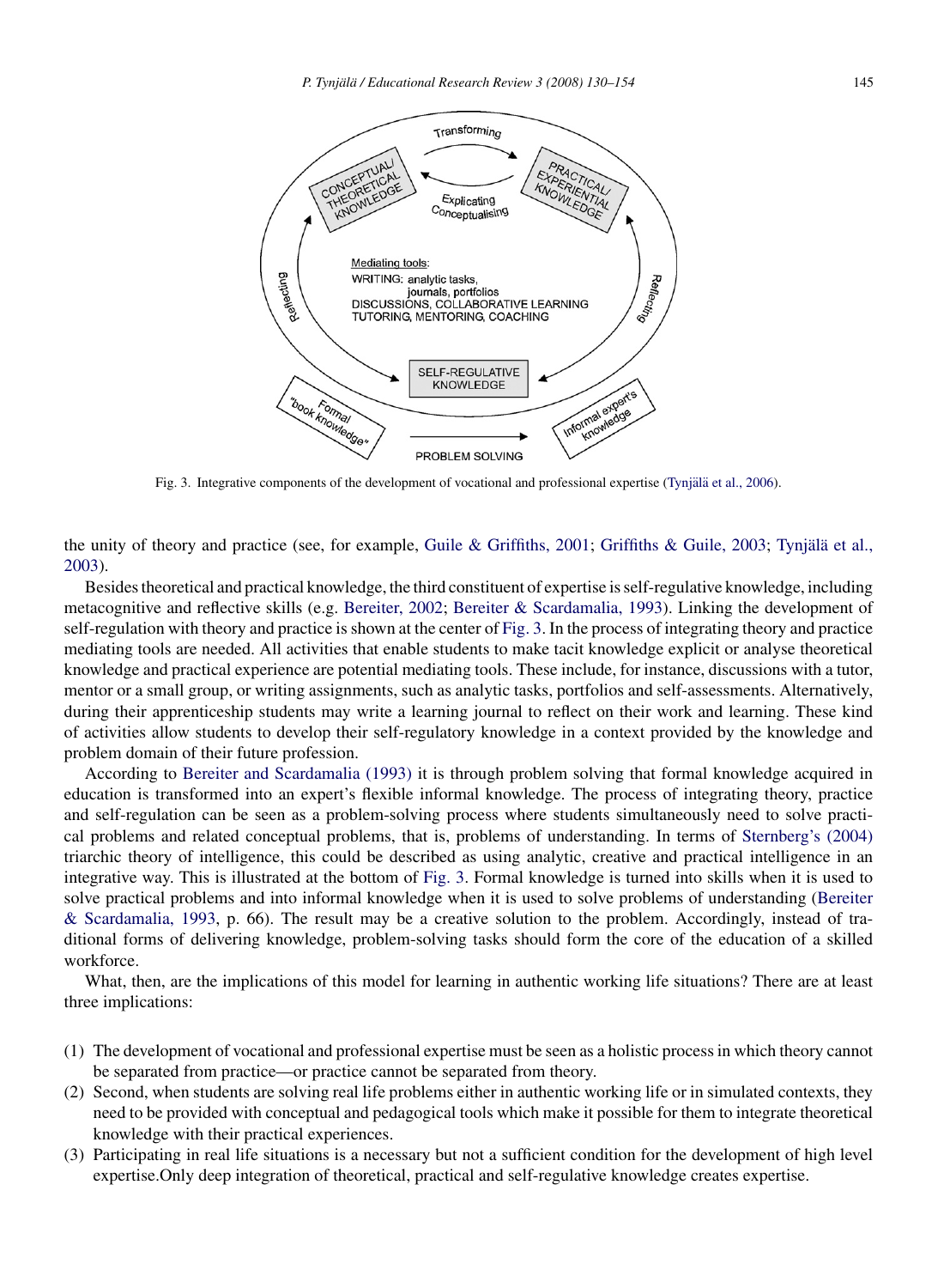Fig. 3. Integrative components of the development of vocational and professional expertise (Tynjälä et al., 2006).

the unity of theory and practice (see, for example, Guile & Griffiths, 2001; Griffiths & Guile, 2003; Tynjälä et al., 2003).

Besides theoretical and practical knowledge, the third constituent of expertise is self-regulative knowledge, including metacognitive and reflective skills (e.g. Bereiter, 2002; Bereiter & Scardamalia, 1993). Linking the development of self-regulation with theory and practice is shown at the center of Fig. 3. In the process of integrating theory and practice mediating tools are needed. All activities that enable students to make tacit knowledge explicit or analyse theoretical knowledge and practical experience are potential mediating tools. These include, for instance, discussions with a tutor, mentor or a small group, or writing assignments, such as analytic tasks, portfolios and self-assessments. Alternatively, during their apprenticeship students may write a learning journal to reflect on their work and learning. These kind of activities allow students to develop their self-regulatory knowledge in a context provided by the knowledge and problem domain of their future profession.

According to Bereiter and Scardamalia (1993) it is through problem solving that formal knowledge acquired in education is transformed into an expert's flexible informal knowledge. The process of integrating theory, practice and self-regulation can be seen as a problem-solving process where students simultaneously need to solve practical problems and related conceptual problems, that is, problems of understanding. In terms of Sternberg's (2004) triarchic theory of intelligence, this could be described as using analytic, creative and practical intelligence in an integrative way. This is illustrated at the bottom of Fig. 3. Formal knowledge is turned into skills when it is used to solve practical problems and into informal knowledge when it is used to solve problems of understanding (Bereiter & Scardamalia, 1993, p. 66). The result may be a creative solution to the problem. Accordingly, instead of traditional forms of delivering knowledge, problem-solving tasks should form the core of the education of a skilled workforce.

What, then, are the implications of this model for learning in authentic working life situations? There are at least three implications:

(1) The development of vocational and professional expertise must be seen as a holistic process in which theory cannot be separated from practice—or practice cannot be separated from theory.
(2) Second, when students are solving real life problems either in authentic working life or in simulated contexts, they need to be provided with conceptual and pedagogical tools which make it possible for them to integrate theoretical knowledge with their practical experiences.
(3) Participating in real life situations is a necessary but not a sufficient condition for the development of high level expertise.Only deep integration of theoretical, practical and self-regulative knowledge creates expertise.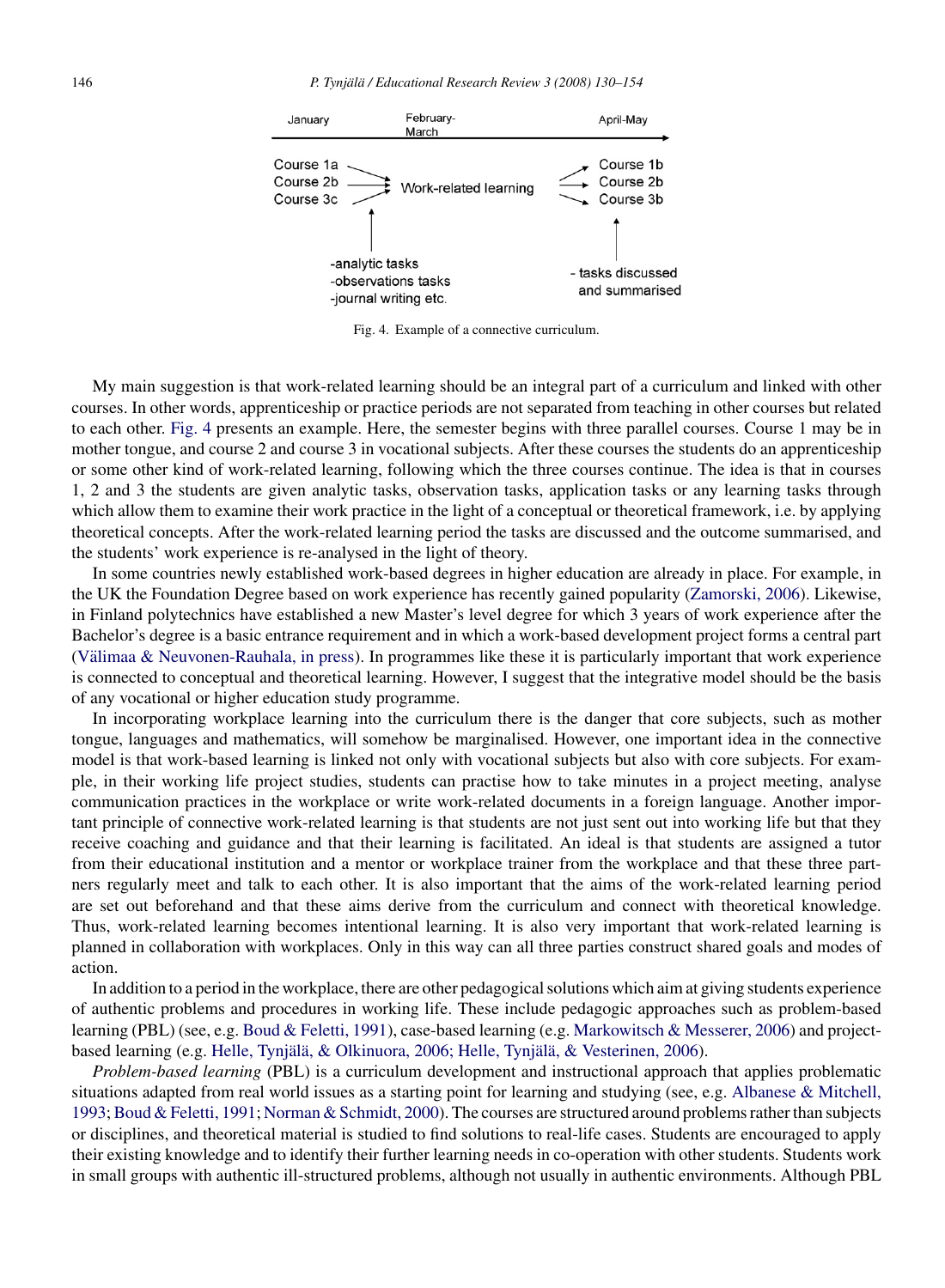January

February-March

April-May

Course 1a

Course 2b

Course 3c

Work-related learning

Course 1b

Course 2b

Course 3b

-analytic tasks

-observations tasks

-journal writing etc.

- tasks discussed and summarised

Fig. 4. Example of a connective curriculum.

My main suggestion is that work-related learning should be an integral part of a curriculum and linked with other courses. In other words, apprenticeship or practice periods are not separated from teaching in other courses but related to each other. Fig. 4 presents an example. Here, the semester begins with three parallel courses. Course 1 may be in mother tongue, and course 2 and course 3 in vocational subjects. After these courses the students do an apprenticeship or some other kind of work-related learning, following which the three courses continue. The idea is that in courses 1, 2 and 3 the students are given analytic tasks, observation tasks, application tasks or any learning tasks through which allow them to examine their work practice in the light of a conceptual or theoretical framework, i.e. by applying theoretical concepts. After the work-related learning period the tasks are discussed and the outcome summarised, and the students' work experience is re-analysed in the light of theory.

In some countries newly established work-based degrees in higher education are already in place. For example, in the UK the Foundation Degree based on work experience has recently gained popularity (Zamorski, 2006). Likewise, in Finland polytechnics have established a new Master's level degree for which 3 years of work experience after the Bachelor's degree is a basic entrance requirement and in which a work-based development project forms a central part (Välimaa & Neuvonen-Rauhala, in press). In programmes like these it is particularly important that work experience is connected to conceptual and theoretical learning. However, I suggest that the integrative model should be the basis of any vocational or higher education study programme.

In incorporating workplace learning into the curriculum there is the danger that core subjects, such as mother tongue, languages and mathematics, will somehow be marginalised. However, one important idea in the connective model is that work-based learning is linked not only with vocational subjects but also with core subjects. For example, in their working life project studies, students can practise how to take minutes in a project meeting, analyse communication practices in the workplace or write work-related documents in a foreign language. Another important principle of connective work-related learning is that students are not just sent out into working life but that they receive coaching and guidance and that their learning is facilitated. An ideal is that students are assigned a tutor from their educational institution and a mentor or workplace trainer from the workplace and that these three partners regularly meet and talk to each other. It is also important that the aims of the work-related learning period are set out beforehand and that these aims derive from the curriculum and connect with theoretical knowledge. Thus, work-related learning becomes intentional learning. It is also very important that work-related learning is planned in collaboration with workplaces. Only in this way can all three parties construct shared goals and modes of action.

In addition to a period in the workplace, there are other pedagogical solutions which aim at giving students experience of authentic problems and procedures in working life. These include pedagogic approaches such as problem-based learning (PBL) (see, e.g. Boud & Feletti, 1991), case-based learning (e.g. Markowitsch & Messerer, 2006) and project-based learning (e.g. Helle, Tynjälä, & Olkinuora, 2006; Helle, Tynjälä, & Vesterinen, 2006).

*Problem-based learning* (PBL) is a curriculum development and instructional approach that applies problematic situations adapted from real world issues as a starting point for learning and studying (see, e.g. Albanese & Mitchell, 1993; Boud & Feletti, 1991; Norman & Schmidt, 2000). The courses are structured around problems rather than subjects or disciplines, and theoretical material is studied to find solutions to real-life cases. Students are encouraged to apply their existing knowledge and to identify their further learning needs in co-operation with other students. Students work in small groups with authentic ill-structured problems, although not usually in authentic environments. Although PBL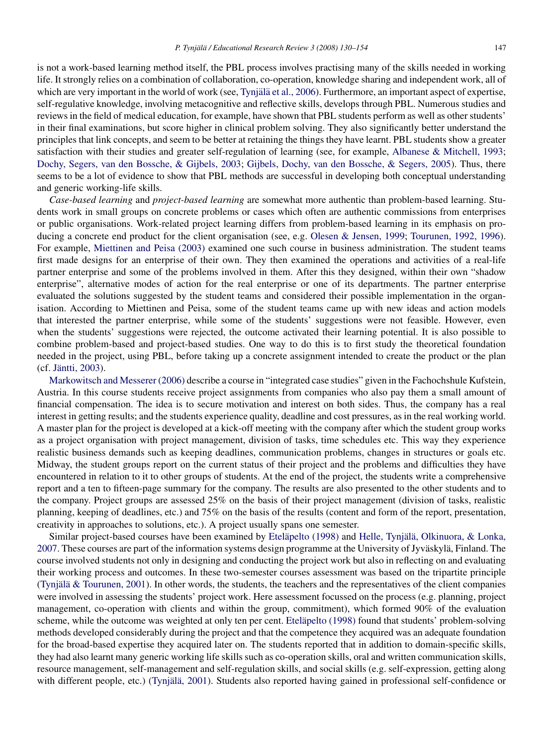is not a work-based learning method itself, the PBL process involves practising many of the skills needed in working life. It strongly relies on a combination of collaboration, co-operation, knowledge sharing and independent work, all of which are very important in the world of work (see, Tynjälä et al., 2006). Furthermore, an important aspect of expertise, self-regulative knowledge, involving metacognitive and reflective skills, develops through PBL. Numerous studies and reviews in the field of medical education, for example, have shown that PBL students perform as well as other students' in their final examinations, but score higher in clinical problem solving. They also significantly better understand the principles that link concepts, and seem to be better at retaining the things they have learnt. PBL students show a greater satisfaction with their studies and greater self-regulation of learning (see, for example, Albanese & Mitchell, 1993; Dochy, Segers, van den Bossche, & Gijbels, 2003; Gijbels, Dochy, van den Bossche, & Segers, 2005). Thus, there seems to be a lot of evidence to show that PBL methods are successful in developing both conceptual understanding and generic working-life skills.

*Case-based learning* and *project-based learning* are somewhat more authentic than problem-based learning. Students work in small groups on concrete problems or cases which often are authentic commissions from enterprises or public organisations. Work-related project learning differs from problem-based learning in its emphasis on producing a concrete end product for the client organisation (see, e.g. Olesen & Jensen, 1999; Tourunen, 1992, 1996). For example, Miettinen and Peisa (2003) examined one such course in business administration. The student teams first made designs for an enterprise of their own. They then examined the operations and activities of a real-life partner enterprise and some of the problems involved in them. After this they designed, within their own "shadow enterprise", alternative modes of action for the real enterprise or one of its departments. The partner enterprise evaluated the solutions suggested by the student teams and considered their possible implementation in the organisation. According to Miettinen and Peisa, some of the student teams came up with new ideas and action models that interested the partner enterprise, while some of the students' suggestions were not feasible. However, even when the students' suggestions were rejected, the outcome activated their learning potential. It is also possible to combine problem-based and project-based studies. One way to do this is to first study the theoretical foundation needed in the project, using PBL, before taking up a concrete assignment intended to create the product or the plan (cf. Jäntti, 2003).

Markowitsch and Messerer (2006) describe a course in "integrated case studies" given in the Fachochshule Kufstein, Austria. In this course students receive project assignments from companies who also pay them a small amount of financial compensation. The idea is to secure motivation and interest on both sides. Thus, the company has a real interest in getting results; and the students experience quality, deadline and cost pressures, as in the real working world. A master plan for the project is developed at a kick-off meeting with the company after which the student group works as a project organisation with project management, division of tasks, time schedules etc. This way they experience realistic business demands such as keeping deadlines, communication problems, changes in structures or goals etc. Midway, the student groups report on the current status of their project and the problems and difficulties they have encountered in relation to it to other groups of students. At the end of the project, the students write a comprehensive report and a ten to fifteen-page summary for the company. The results are also presented to the other students and to the company. Project groups are assessed 25% on the basis of their project management (division of tasks, realistic planning, keeping of deadlines, etc.) and 75% on the basis of the results (content and form of the report, presentation, creativity in approaches to solutions, etc.). A project usually spans one semester.

Similar project-based courses have been examined by Eteläpelto (1998) and Helle, Tynjälä, Olkinuora, & Lonka, 2007. These courses are part of the information systems design programme at the University of Jyväskylä, Finland. The course involved students not only in designing and conducting the project work but also in reflecting on and evaluating their working process and outcomes. In these two-semester courses assessment was based on the tripartite principle (Tynjälä & Tourunen, 2001). In other words, the students, the teachers and the representatives of the client companies were involved in assessing the students' project work. Here assessment focussed on the process (e.g. planning, project management, co-operation with clients and within the group, commitment), which formed 90% of the evaluation scheme, while the outcome was weighted at only ten per cent. Eteläpelto (1998) found that students' problem-solving methods developed considerably during the project and that the competence they acquired was an adequate foundation for the broad-based expertise they acquired later on. The students reported that in addition to domain-specific skills, they had also learnt many generic working life skills such as co-operation skills, oral and written communication skills, resource management, self-management and self-regulation skills, and social skills (e.g. self-expression, getting along with different people, etc.) (Tynjälä, 2001). Students also reported having gained in professional self-confidence or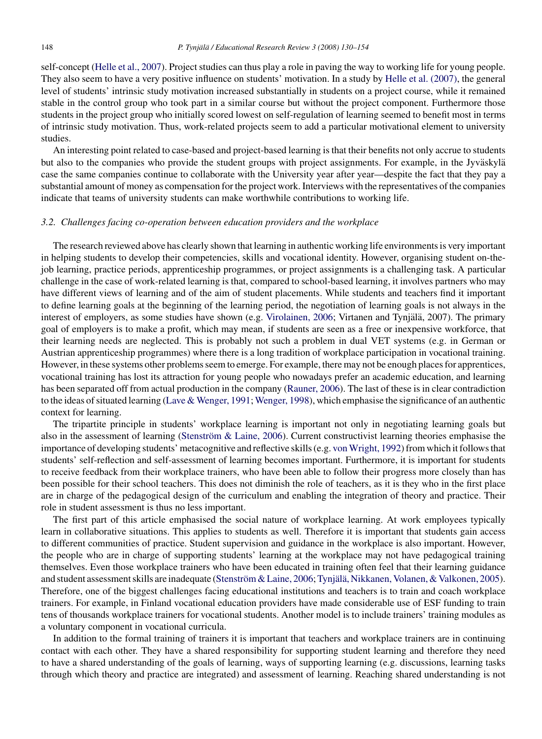self-concept (Helle et al., 2007). Project studies can thus play a role in paving the way to working life for young people. They also seem to have a very positive influence on students' motivation. In a study by Helle et al. (2007), the general level of students' intrinsic study motivation increased substantially in students on a project course, while it remained stable in the control group who took part in a similar course but without the project component. Furthermore those students in the project group who initially scored lowest on self-regulation of learning seemed to benefit most in terms of intrinsic study motivation. Thus, work-related projects seem to add a particular motivational element to university studies.

An interesting point related to case-based and project-based learning is that their benefits not only accrue to students but also to the companies who provide the student groups with project assignments. For example, in the Jyväskylä case the same companies continue to collaborate with the University year after year—despite the fact that they pay a substantial amount of money as compensation for the project work. Interviews with the representatives of the companies indicate that teams of university students can make worthwhile contributions to working life.

### *3.2. Challenges facing co-operation between education providers and the workplace*

The research reviewed above has clearly shown that learning in authentic working life environments is very important in helping students to develop their competencies, skills and vocational identity. However, organising student on-the-job learning, practice periods, apprenticeship programmes, or project assignments is a challenging task. A particular challenge in the case of work-related learning is that, compared to school-based learning, it involves partners who may have different views of learning and of the aim of student placements. While students and teachers find it important to define learning goals at the beginning of the learning period, the negotiation of learning goals is not always in the interest of employers, as some studies have shown (e.g. Virolainen, 2006; Virtanen and Tynjälä, 2007). The primary goal of employers is to make a profit, which may mean, if students are seen as a free or inexpensive workforce, that their learning needs are neglected. This is probably not such a problem in dual VET systems (e.g. in German or Austrian apprenticeship programmes) where there is a long tradition of workplace participation in vocational training. However, in these systems other problems seem to emerge. For example, there may not be enough places for apprentices, vocational training has lost its attraction for young people who nowadays prefer an academic education, and learning has been separated off from actual production in the company (Rauner, 2006). The last of these is in clear contradiction to the ideas of situated learning (Lave & Wenger, 1991; Wenger, 1998), which emphasise the significance of an authentic context for learning.

The tripartite principle in students' workplace learning is important not only in negotiating learning goals but also in the assessment of learning (Stenström & Laine, 2006). Current constructivist learning theories emphasise the importance of developing students' metacognitive and reflective skills (e.g. von Wright, 1992) from which it follows that students' self-reflection and self-assessment of learning becomes important. Furthermore, it is important for students to receive feedback from their workplace trainers, who have been able to follow their progress more closely than has been possible for their school teachers. This does not diminish the role of teachers, as it is they who in the first place are in charge of the pedagogical design of the curriculum and enabling the integration of theory and practice. Their role in student assessment is thus no less important.

The first part of this article emphasised the social nature of workplace learning. At work employees typically learn in collaborative situations. This applies to students as well. Therefore it is important that students gain access to different communities of practice. Student supervision and guidance in the workplace is also important. However, the people who are in charge of supporting students' learning at the workplace may not have pedagogical training themselves. Even those workplace trainers who have been educated in training often feel that their learning guidance and student assessment skills are inadequate (Stenström & Laine, 2006; Tynjälä, Nikkanen, Volanen, & Valkonen, 2005). Therefore, one of the biggest challenges facing educational institutions and teachers is to train and coach workplace trainers. For example, in Finland vocational education providers have made considerable use of ESF funding to train tens of thousands workplace trainers for vocational students. Another model is to include trainers' training modules as a voluntary component in vocational curricula.

In addition to the formal training of trainers it is important that teachers and workplace trainers are in continuing contact with each other. They have a shared responsibility for supporting student learning and therefore they need to have a shared understanding of the goals of learning, ways of supporting learning (e.g. discussions, learning tasks through which theory and practice are integrated) and assessment of learning. Reaching shared understanding is not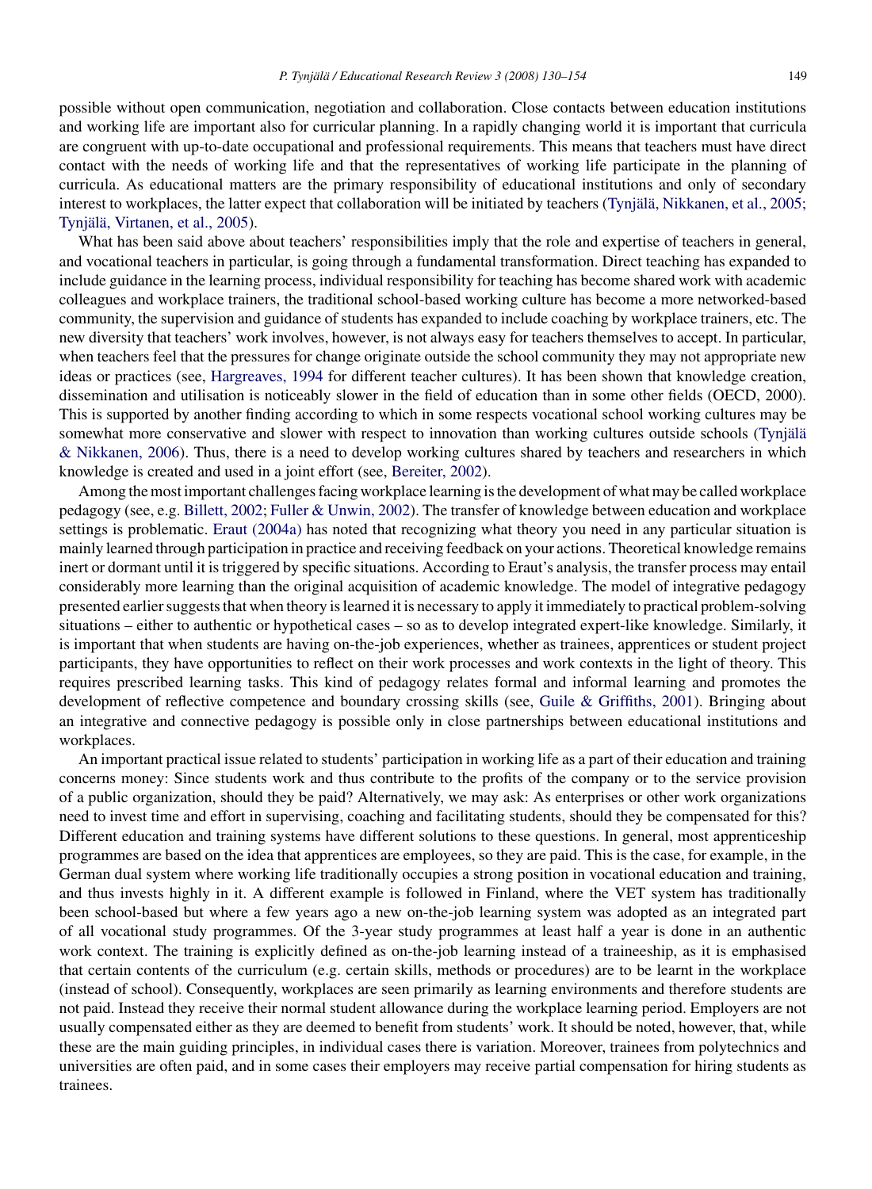possible without open communication, negotiation and collaboration. Close contacts between education institutions and working life are important also for curricular planning. In a rapidly changing world it is important that curricula are congruent with up-to-date occupational and professional requirements. This means that teachers must have direct contact with the needs of working life and that the representatives of working life participate in the planning of curricula. As educational matters are the primary responsibility of educational institutions and only of secondary interest to workplaces, the latter expect that collaboration will be initiated by teachers (Tynjälä, Nikkanen, et al., 2005; Tynjälä, Virtanen, et al., 2005).

What has been said above about teachers' responsibilities imply that the role and expertise of teachers in general, and vocational teachers in particular, is going through a fundamental transformation. Direct teaching has expanded to include guidance in the learning process, individual responsibility for teaching has become shared work with academic colleagues and workplace trainers, the traditional school-based working culture has become a more networked-based community, the supervision and guidance of students has expanded to include coaching by workplace trainers, etc. The new diversity that teachers' work involves, however, is not always easy for teachers themselves to accept. In particular, when teachers feel that the pressures for change originate outside the school community they may not appropriate new ideas or practices (see, Hargreaves, 1994 for different teacher cultures). It has been shown that knowledge creation, dissemination and utilisation is noticeably slower in the field of education than in some other fields (OECD, 2000). This is supported by another finding according to which in some respects vocational school working cultures may be somewhat more conservative and slower with respect to innovation than working cultures outside schools (Tynjälä & Nikkanen, 2006). Thus, there is a need to develop working cultures shared by teachers and researchers in which knowledge is created and used in a joint effort (see, Bereiter, 2002).

Among the most important challenges facing workplace learning is the development of what may be called workplace pedagogy (see, e.g. Billett, 2002; Fuller & Unwin, 2002). The transfer of knowledge between education and workplace settings is problematic. Eraut (2004a) has noted that recognizing what theory you need in any particular situation is mainly learned through participation in practice and receiving feedback on your actions. Theoretical knowledge remains inert or dormant until it is triggered by specific situations. According to Eraut's analysis, the transfer process may entail considerably more learning than the original acquisition of academic knowledge. The model of integrative pedagogy presented earlier suggests that when theory is learned it is necessary to apply it immediately to practical problem-solving situations – either to authentic or hypothetical cases – so as to develop integrated expert-like knowledge. Similarly, it is important that when students are having on-the-job experiences, whether as trainees, apprentices or student project participants, they have opportunities to reflect on their work processes and work contexts in the light of theory. This requires prescribed learning tasks. This kind of pedagogy relates formal and informal learning and promotes the development of reflective competence and boundary crossing skills (see, Guile & Griffiths, 2001). Bringing about an integrative and connective pedagogy is possible only in close partnerships between educational institutions and workplaces.

An important practical issue related to students' participation in working life as a part of their education and training concerns money: Since students work and thus contribute to the profits of the company or to the service provision of a public organization, should they be paid? Alternatively, we may ask: As enterprises or other work organizations need to invest time and effort in supervising, coaching and facilitating students, should they be compensated for this? Different education and training systems have different solutions to these questions. In general, most apprenticeship programmes are based on the idea that apprentices are employees, so they are paid. This is the case, for example, in the German dual system where working life traditionally occupies a strong position in vocational education and training, and thus invests highly in it. A different example is followed in Finland, where the VET system has traditionally been school-based but where a few years ago a new on-the-job learning system was adopted as an integrated part of all vocational study programmes. Of the 3-year study programmes at least half a year is done in an authentic work context. The training is explicitly defined as on-the-job learning instead of a traineeship, as it is emphasised that certain contents of the curriculum (e.g. certain skills, methods or procedures) are to be learnt in the workplace (instead of school). Consequently, workplaces are seen primarily as learning environments and therefore students are not paid. Instead they receive their normal student allowance during the workplace learning period. Employers are not usually compensated either as they are deemed to benefit from students' work. It should be noted, however, that, while these are the main guiding principles, in individual cases there is variation. Moreover, trainees from polytechnics and universities are often paid, and in some cases their employers may receive partial compensation for hiring students as trainees.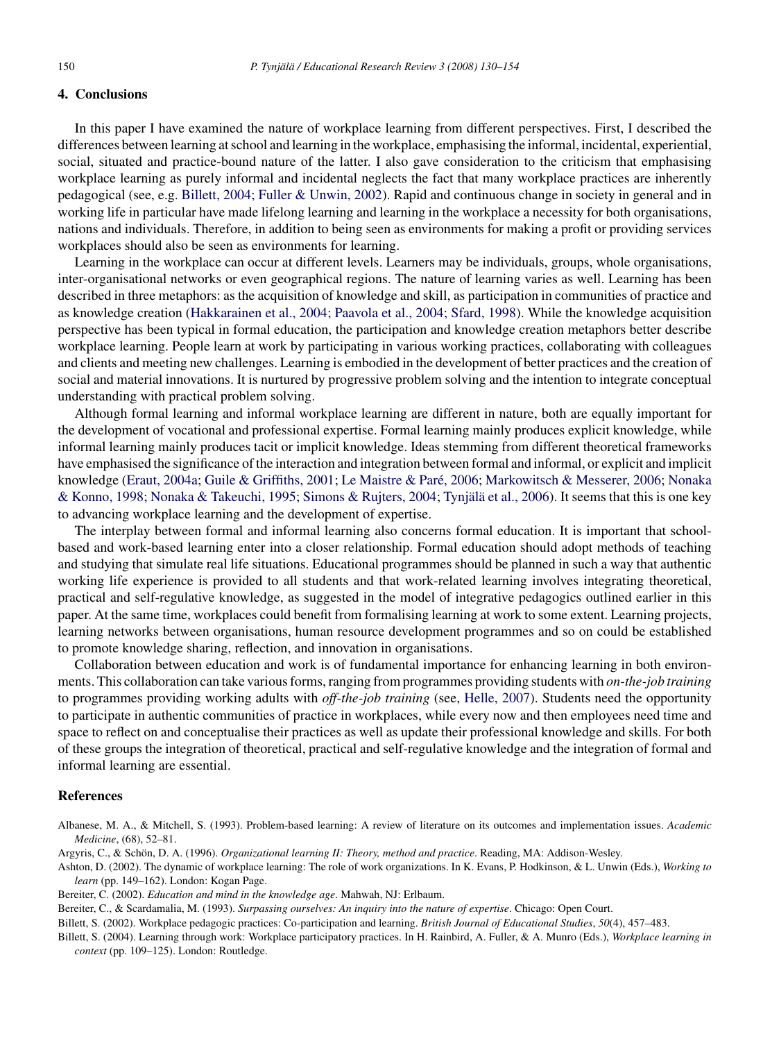## 4. Conclusions

In this paper I have examined the nature of workplace learning from different perspectives. First, I described the differences between learning at school and learning in the workplace, emphasising the informal, incidental, experiential, social, situated and practice-bound nature of the latter. I also gave consideration to the criticism that emphasising workplace learning as purely informal and incidental neglects the fact that many workplace practices are inherently pedagogical (see, e.g. Billett, 2004; Fuller & Unwin, 2002). Rapid and continuous change in society in general and in working life in particular have made lifelong learning and learning in the workplace a necessity for both organisations, nations and individuals. Therefore, in addition to being seen as environments for making a profit or providing services workplaces should also be seen as environments for learning.

Learning in the workplace can occur at different levels. Learners may be individuals, groups, whole organisations, inter-organisational networks or even geographical regions. The nature of learning varies as well. Learning has been described in three metaphors: as the acquisition of knowledge and skill, as participation in communities of practice and as knowledge creation (Hakkarainen et al., 2004; Paavola et al., 2004; Sfard, 1998). While the knowledge acquisition perspective has been typical in formal education, the participation and knowledge creation metaphors better describe workplace learning. People learn at work by participating in various working practices, collaborating with colleagues and clients and meeting new challenges. Learning is embodied in the development of better practices and the creation of social and material innovations. It is nurtured by progressive problem solving and the intention to integrate conceptual understanding with practical problem solving.

Although formal learning and informal workplace learning are different in nature, both are equally important for the development of vocational and professional expertise. Formal learning mainly produces explicit knowledge, while informal learning mainly produces tacit or implicit knowledge. Ideas stemming from different theoretical frameworks have emphasised the significance of the interaction and integration between formal and informal, or explicit and implicit knowledge (Eraut, 2004a; Guile & Griffiths, 2001; Le Maistre & Paré, 2006; Markowitsch & Messerer, 2006; Nonaka & Konno, 1998; Nonaka & Takeuchi, 1995; Simons & Rujters, 2004; Tynjälä et al., 2006). It seems that this is one key to advancing workplace learning and the development of expertise.

The interplay between formal and informal learning also concerns formal education. It is important that school-based and work-based learning enter into a closer relationship. Formal education should adopt methods of teaching and studying that simulate real life situations. Educational programmes should be planned in such a way that authentic working life experience is provided to all students and that work-related learning involves integrating theoretical, practical and self-regulative knowledge, as suggested in the model of integrative pedagogics outlined earlier in this paper. At the same time, workplaces could benefit from formalising learning at work to some extent. Learning projects, learning networks between organisations, human resource development programmes and so on could be established to promote knowledge sharing, reflection, and innovation in organisations.

Collaboration between education and work is of fundamental importance for enhancing learning in both environments. This collaboration can take various forms, ranging from programmes providing students with *on-the-job training* to programmes providing working adults with *off-the-job training* (see, Helle, 2007). Students need the opportunity to participate in authentic communities of practice in workplaces, while every now and then employees need time and space to reflect on and conceptualise their practices as well as update their professional knowledge and skills. For both of these groups the integration of theoretical, practical and self-regulative knowledge and the integration of formal and informal learning are essential.

## References

Albanese, M. A., & Mitchell, S. (1993). Problem-based learning: A review of literature on its outcomes and implementation issues. *Academic Medicine*, (68), 52–81.

Argyris, C., & Schön, D. A. (1996). *Organizational learning II: Theory, method and practice*. Reading, MA: Addison-Wesley.

Ashton, D. (2002). The dynamic of workplace learning: The role of work organizations. In K. Evans, P. Hodkinson, & L. Unwin (Eds.), *Working to learn* (pp. 149–162). London: Kogan Page.

Bereiter, C. (2002). *Education and mind in the knowledge age*. Mahwah, NJ: Erlbaum.

Bereiter, C., & Scardamalia, M. (1993). *Surpassing ourselves: An inquiry into the nature of expertise*. Chicago: Open Court.

Billett, S. (2002). Workplace pedagogic practices: Co-participation and learning. *British Journal of Educational Studies*, *50*(4), 457–483.

Billett, S. (2004). Learning through work: Workplace participatory practices. In H. Rainbird, A. Fuller, & A. Munro (Eds.), *Workplace learning in context* (pp. 109–125). London: Routledge.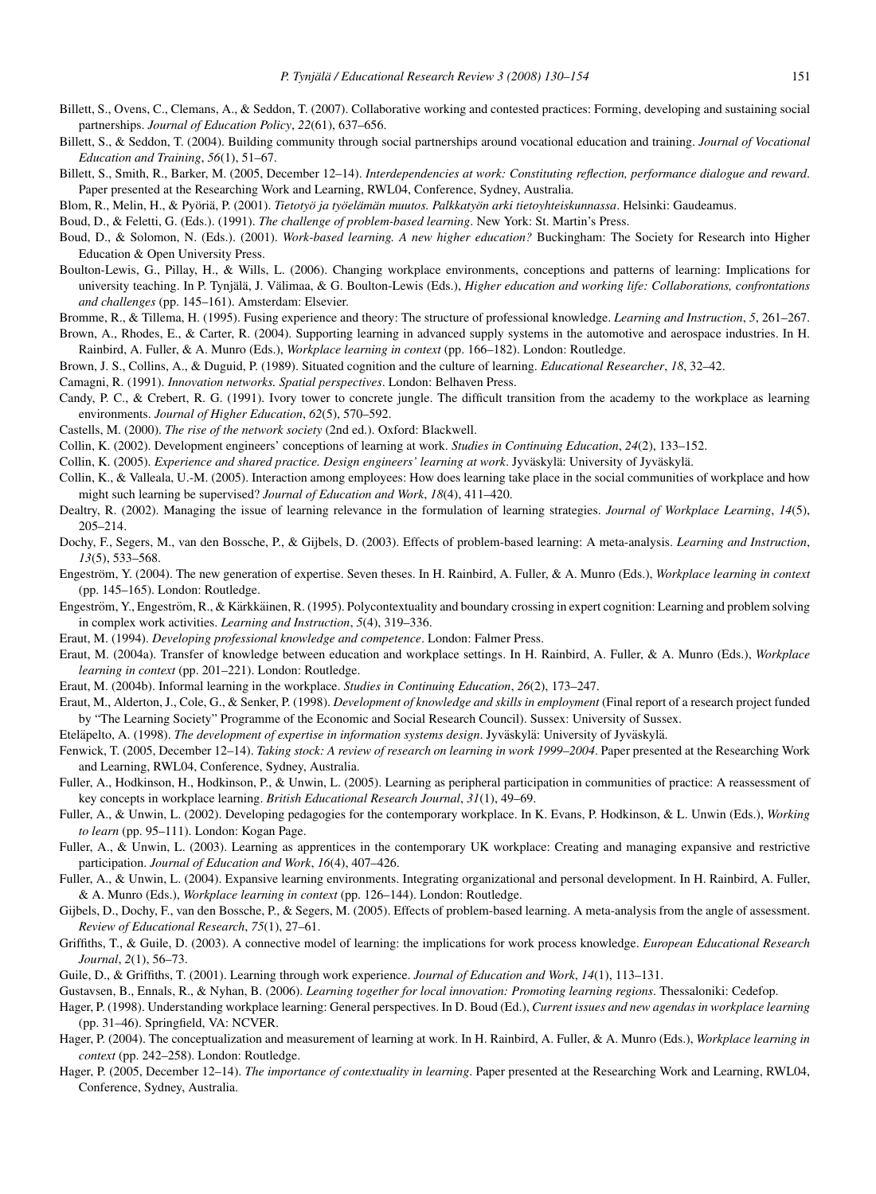Billett, S., Ovens, C., Clemans, A., & Seddon, T. (2007). Collaborative working and contested practices: Forming, developing and sustaining social partnerships. *Journal of Education Policy*, *22*(61), 637–656.

Billett, S., & Seddon, T. (2004). Building community through social partnerships around vocational education and training. *Journal of Vocational Education and Training*, *56*(1), 51–67.

Billett, S., Smith, R., Barker, M. (2005, December 12–14). *Interdependencies at work: Constituting reflection, performance dialogue and reward*. Paper presented at the Researching Work and Learning, RWL04, Conference, Sydney, Australia.

Blom, R., Melin, H., & Pyöriä, P. (2001). *Tietotyö ja työelämän muutos. Palkkatyön arki tietoyhteiskunnassa*. Helsinki: Gaudeamus.

Boud, D., & Feletti, G. (Eds.). (1991). *The challenge of problem-based learning*. New York: St. Martin's Press.

Boud, D., & Solomon, N. (Eds.). (2001). *Work-based learning. A new higher education?* Buckingham: The Society for Research into Higher Education & Open University Press.

Boulton-Lewis, G., Pillay, H., & Wills, L. (2006). Changing workplace environments, conceptions and patterns of learning: Implications for university teaching. In P. Tynjälä, J. Välimaa, & G. Boulton-Lewis (Eds.), *Higher education and working life: Collaborations, confrontations and challenges* (pp. 145–161). Amsterdam: Elsevier.

Bromme, R., & Tillema, H. (1995). Fusing experience and theory: The structure of professional knowledge. *Learning and Instruction*, *5*, 261–267.

Brown, A., Rhodes, E., & Carter, R. (2004). Supporting learning in advanced supply systems in the automotive and aerospace industries. In H. Rainbird, A. Fuller, & A. Munro (Eds.), *Workplace learning in context* (pp. 166–182). London: Routledge.

Brown, J. S., Collins, A., & Duguid, P. (1989). Situated cognition and the culture of learning. *Educational Researcher*, *18*, 32–42.

Camagni, R. (1991). *Innovation networks. Spatial perspectives*. London: Belhaven Press.

Candy, P. C., & Crebert, R. G. (1991). Ivory tower to concrete jungle. The difficult transition from the academy to the workplace as learning environments. *Journal of Higher Education*, *62*(5), 570–592.

Castells, M. (2000). *The rise of the network society* (2nd ed.). Oxford: Blackwell.

Collin, K. (2002). Development engineers' conceptions of learning at work. *Studies in Continuing Education*, *24*(2), 133–152.

Collin, K. (2005). *Experience and shared practice. Design engineers' learning at work*. Jyväskylä: University of Jyväskylä.

Collin, K., & Valleala, U.-M. (2005). Interaction among employees: How does learning take place in the social communities of workplace and how might such learning be supervised? *Journal of Education and Work*, *18*(4), 411–420.

Dealtry, R. (2002). Managing the issue of learning relevance in the formulation of learning strategies. *Journal of Workplace Learning*, *14*(5), 205–214.

Dochy, F., Segers, M., van den Bossche, P., & Gijbels, D. (2003). Effects of problem-based learning: A meta-analysis. *Learning and Instruction*, *13*(5), 533–568.

Engeström, Y. (2004). The new generation of expertise. Seven theses. In H. Rainbird, A. Fuller, & A. Munro (Eds.), *Workplace learning in context* (pp. 145–165). London: Routledge.

Engeström, Y., Engeström, R., & Kärkkäinen, R. (1995). Polycontextuality and boundary crossing in expert cognition: Learning and problem solving in complex work activities. *Learning and Instruction*, *5*(4), 319–336.

Eraut, M. (1994). *Developing professional knowledge and competence*. London: Falmer Press.

Eraut, M. (2004a). Transfer of knowledge between education and workplace settings. In H. Rainbird, A. Fuller, & A. Munro (Eds.), *Workplace learning in context* (pp. 201–221). London: Routledge.

Eraut, M. (2004b). Informal learning in the workplace. *Studies in Continuing Education*, *26*(2), 173–247.

Eraut, M., Alderton, J., Cole, G., & Senker, P. (1998). *Development of knowledge and skills in employment* (Final report of a research project funded by "The Learning Society" Programme of the Economic and Social Research Council). Sussex: University of Sussex.

Eteläpelto, A. (1998). *The development of expertise in information systems design*. Jyväskylä: University of Jyväskylä.

Fenwick, T. (2005, December 12–14). *Taking stock: A review of research on learning in work 1999–2004*. Paper presented at the Researching Work and Learning, RWL04, Conference, Sydney, Australia.

Fuller, A., Hodkinson, H., Hodkinson, P., & Unwin, L. (2005). Learning as peripheral participation in communities of practice: A reassessment of key concepts in workplace learning. *British Educational Research Journal*, *31*(1), 49–69.

Fuller, A., & Unwin, L. (2002). Developing pedagogies for the contemporary workplace. In K. Evans, P. Hodkinson, & L. Unwin (Eds.), *Working to learn* (pp. 95–111). London: Kogan Page.

Fuller, A., & Unwin, L. (2003). Learning as apprentices in the contemporary UK workplace: Creating and managing expansive and restrictive participation. *Journal of Education and Work*, *16*(4), 407–426.

Fuller, A., & Unwin, L. (2004). Expansive learning environments. Integrating organizational and personal development. In H. Rainbird, A. Fuller, & A. Munro (Eds.), *Workplace learning in context* (pp. 126–144). London: Routledge.

Gijbels, D., Dochy, F., van den Bossche, P., & Segers, M. (2005). Effects of problem-based learning. A meta-analysis from the angle of assessment. *Review of Educational Research*, *75*(1), 27–61.

Griffiths, T., & Guile, D. (2003). A connective model of learning: the implications for work process knowledge. *European Educational Research Journal*, *2*(1), 56–73.

Guile, D., & Griffiths, T. (2001). Learning through work experience. *Journal of Education and Work*, *14*(1), 113–131.

Gustavsen, B., Ennals, R., & Nyhan, B. (2006). *Learning together for local innovation: Promoting learning regions*. Thessaloniki: Cedefop.

Hager, P. (1998). Understanding workplace learning: General perspectives. In D. Boud (Ed.), *Current issues and new agendas in workplace learning* (pp. 31–46). Springfield, VA: NCVER.

Hager, P. (2004). The conceptualization and measurement of learning at work. In H. Rainbird, A. Fuller, & A. Munro (Eds.), *Workplace learning in context* (pp. 242–258). London: Routledge.

Hager, P. (2005, December 12–14). *The importance of contextuality in learning*. Paper presented at the Researching Work and Learning, RWL04, Conference, Sydney, Australia.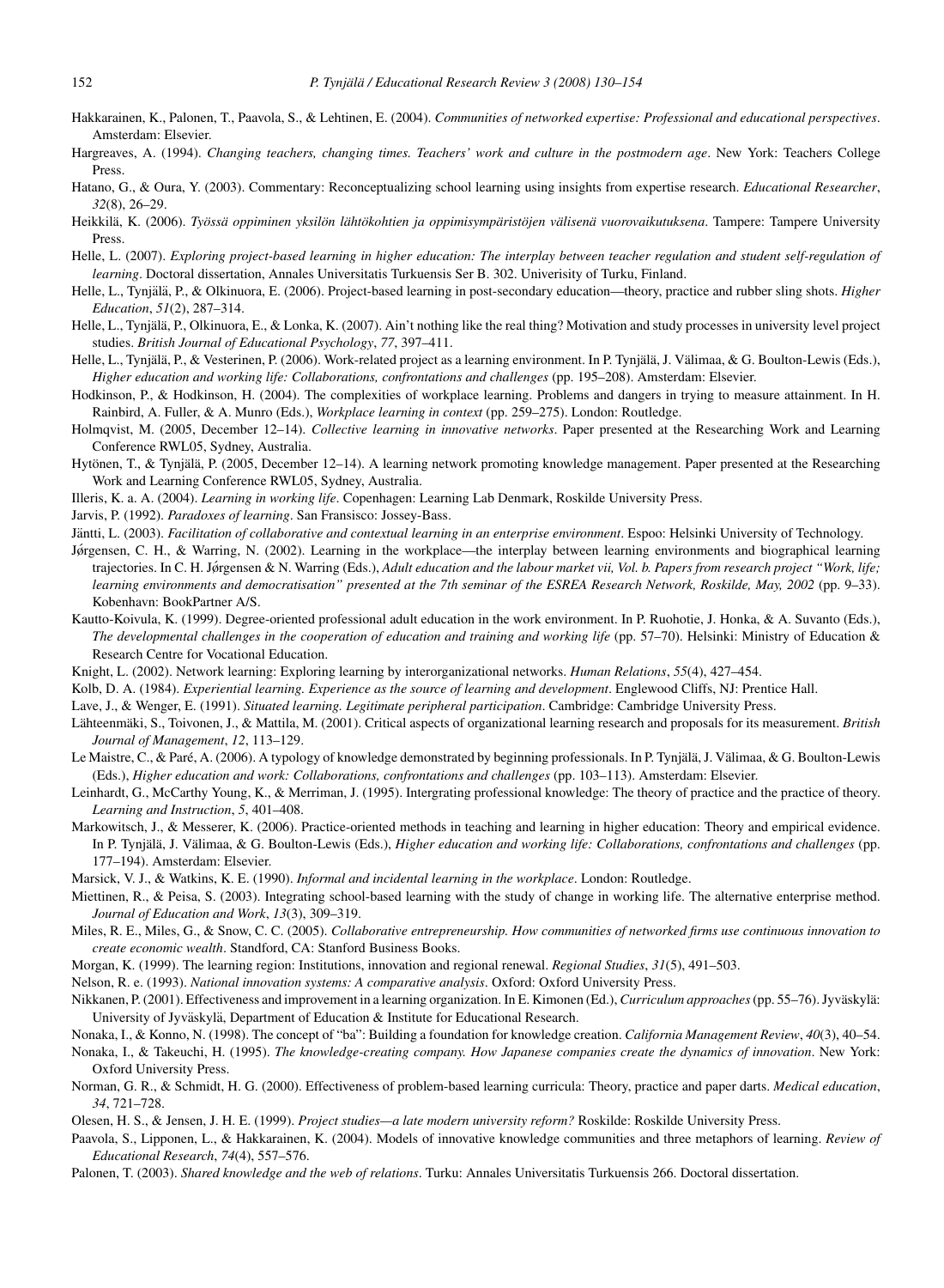Hakkarainen, K., Palonen, T., Paavola, S., & Lehtinen, E. (2004). *Communities of networked expertise: Professional and educational perspectives*. Amsterdam: Elsevier.

Hargreaves, A. (1994). *Changing teachers, changing times. Teachers' work and culture in the postmodern age*. New York: Teachers College Press.

Hatano, G., & Oura, Y. (2003). Commentary: Reconceptualizing school learning using insights from expertise research. *Educational Researcher*, *32*(8), 26–29.

Heikkilä, K. (2006). *Työssä oppiminen yksilön lähtökohtien ja oppimisympäristöjen välisenä vuorovaikutuksena*. Tampere: Tampere University Press.

Helle, L. (2007). *Exploring project-based learning in higher education: The interplay between teacher regulation and student self-regulation of learning*. Doctoral dissertation, Annales Universitatis Turkuensis Ser B. 302. Univerisity of Turku, Finland.

Helle, L., Tynjälä, P., & Olkinuora, E. (2006). Project-based learning in post-secondary education—theory, practice and rubber sling shots. *Higher Education*, *51*(2), 287–314.

Helle, L., Tynjälä, P., Olkinuora, E., & Lonka, K. (2007). Ain't nothing like the real thing? Motivation and study processes in university level project studies. *British Journal of Educational Psychology*, *77*, 397–411.

Helle, L., Tynjälä, P., & Vesterinen, P. (2006). Work-related project as a learning environment. In P. Tynjälä, J. Välimaa, & G. Boulton-Lewis (Eds.), *Higher education and working life: Collaborations, confrontations and challenges* (pp. 195–208). Amsterdam: Elsevier.

Hodkinson, P., & Hodkinson, H. (2004). The complexities of workplace learning. Problems and dangers in trying to measure attainment. In H. Rainbird, A. Fuller, & A. Munro (Eds.), *Workplace learning in context* (pp. 259–275). London: Routledge.

Holmqvist, M. (2005, December 12–14). *Collective learning in innovative networks*. Paper presented at the Researching Work and Learning Conference RWL05, Sydney, Australia.

Hytönen, T., & Tynjälä, P. (2005, December 12–14). A learning network promoting knowledge management. Paper presented at the Researching Work and Learning Conference RWL05, Sydney, Australia.

Illeris, K. a. A. (2004). *Learning in working life*. Copenhagen: Learning Lab Denmark, Roskilde University Press.

Jarvis, P. (1992). *Paradoxes of learning*. San Fransisco: Jossey-Bass.

Jäntti, L. (2003). *Facilitation of collaborative and contextual learning in an enterprise environment*. Espoo: Helsinki University of Technology.

Jørgensen, C. H., & Warring, N. (2002). Learning in the workplace—the interplay between learning environments and biographical learning trajectories. In C. H. Jørgensen & N. Warring (Eds.), *Adult education and the labour market vii, Vol. b. Papers from research project "Work, life; learning environments and democratisation" presented at the 7th seminar of the ESREA Research Network, Roskilde, May, 2002* (pp. 9–33). Kobenhavn: BookPartner A/S.

Kautto-Koivula, K. (1999). Degree-oriented professional adult education in the work environment. In P. Ruohotie, J. Honka, & A. Suvanto (Eds.), *The developmental challenges in the cooperation of education and training and working life* (pp. 57–70). Helsinki: Ministry of Education & Research Centre for Vocational Education.

Knight, L. (2002). Network learning: Exploring learning by interorganizational networks. *Human Relations*, *55*(4), 427–454.

Kolb, D. A. (1984). *Experiential learning. Experience as the source of learning and development*. Englewood Cliffs, NJ: Prentice Hall.

Lave, J., & Wenger, E. (1991). *Situated learning. Legitimate peripheral participation*. Cambridge: Cambridge University Press.

Lähteenmäki, S., Toivonen, J., & Mattila, M. (2001). Critical aspects of organizational learning research and proposals for its measurement. *British Journal of Management*, *12*, 113–129.

Le Maistre, C., & Paré, A. (2006). A typology of knowledge demonstrated by beginning professionals. In P. Tynjälä, J. Välimaa, & G. Boulton-Lewis (Eds.), *Higher education and work: Collaborations, confrontations and challenges* (pp. 103–113). Amsterdam: Elsevier.

Leinhardt, G., McCarthy Young, K., & Merriman, J. (1995). Intergrating professional knowledge: The theory of practice and the practice of theory. *Learning and Instruction*, *5*, 401–408.

Markowitsch, J., & Messerer, K. (2006). Practice-oriented methods in teaching and learning in higher education: Theory and empirical evidence. In P. Tynjälä, J. Välimaa, & G. Boulton-Lewis (Eds.), *Higher education and working life: Collaborations, confrontations and challenges* (pp. 177–194). Amsterdam: Elsevier.

Marsick, V. J., & Watkins, K. E. (1990). *Informal and incidental learning in the workplace*. London: Routledge.

Miettinen, R., & Peisa, S. (2003). Integrating school-based learning with the study of change in working life. The alternative enterprise method. *Journal of Education and Work*, *13*(3), 309–319.

Miles, R. E., Miles, G., & Snow, C. C. (2005). *Collaborative entrepreneurship. How communities of networked firms use continuous innovation to create economic wealth*. Standford, CA: Stanford Business Books.

Morgan, K. (1999). The learning region: Institutions, innovation and regional renewal. *Regional Studies*, *31*(5), 491–503.

Nelson, R. e. (1993). *National innovation systems: A comparative analysis*. Oxford: Oxford University Press.

Nikkanen, P. (2001). Effectiveness and improvement in a learning organization. In E. Kimonen (Ed.), *Curriculum approaches* (pp. 55–76). Jyväskylä: University of Jyväskylä, Department of Education & Institute for Educational Research.

Nonaka, I., & Konno, N. (1998). The concept of "ba": Building a foundation for knowledge creation. *California Management Review*, *40*(3), 40–54.

Nonaka, I., & Takeuchi, H. (1995). *The knowledge-creating company. How Japanese companies create the dynamics of innovation*. New York: Oxford University Press.

Norman, G. R., & Schmidt, H. G. (2000). Effectiveness of problem-based learning curricula: Theory, practice and paper darts. *Medical education*, *34*, 721–728.

Olesen, H. S., & Jensen, J. H. E. (1999). *Project studies—a late modern university reform?* Roskilde: Roskilde University Press.

Paavola, S., Lipponen, L., & Hakkarainen, K. (2004). Models of innovative knowledge communities and three metaphors of learning. *Review of Educational Research*, *74*(4), 557–576.

Palonen, T. (2003). *Shared knowledge and the web of relations*. Turku: Annales Universitatis Turkuensis 266. Doctoral dissertation.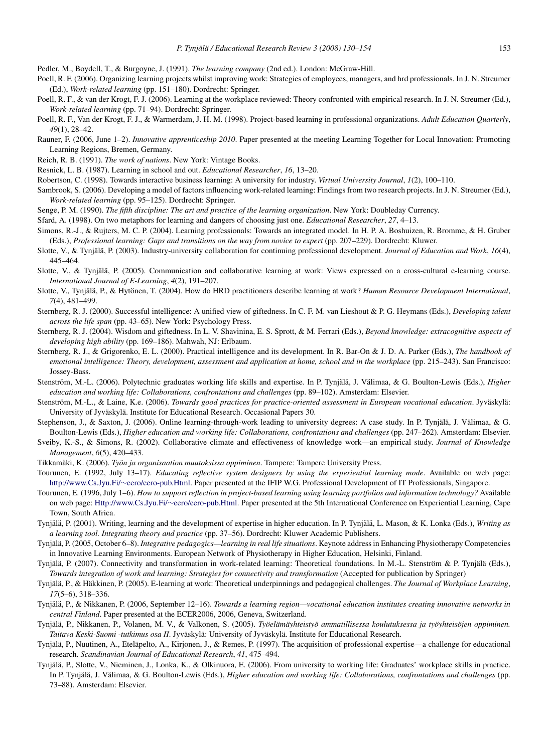Pedler, M., Boydell, T., & Burgoyne, J. (1991). *The learning company* (2nd ed.). London: McGraw-Hill.

Poell, R. F. (2006). Organizing learning projects whilst improving work: Strategies of employees, managers, and hrd professionals. In J. N. Streumer (Ed.), *Work-related learning* (pp. 151–180). Dordrecht: Springer.

Poell, R. F., & van der Krogt, F. J. (2006). Learning at the workplace reviewed: Theory confronted with empirical research. In J. N. Streumer (Ed.), *Work-related learning* (pp. 71–94). Dordrecht: Springer.

Poell, R. F., Van der Krogt, F. J., & Warmerdam, J. H. M. (1998). Project-based learning in professional organizations. *Adult Education Quarterly*, *49*(1), 28–42.

Rauner, F. (2006, June 1–2). *Innovative apprenticeship 2010*. Paper presented at the meeting Learning Together for Local Innovation: Promoting Learning Regions, Bremen, Germany.

Reich, R. B. (1991). *The work of nations*. New York: Vintage Books.

Resnick, L. B. (1987). Learning in school and out. *Educational Researcher*, *16*, 13–20.

Robertson, C. (1998). Towards interactive business learning: A university for industry. *Virtual University Journal*, *1*(2), 100–110.

Sambrook, S. (2006). Developing a model of factors influencing work-related learning: Findings from two research projects. In J. N. Streumer (Ed.), *Work-related learning* (pp. 95–125). Dordrecht: Springer.

Senge, P. M. (1990). *The fifth discipline: The art and practice of the learning organization*. New York: Doubleday Currency.

Sfard, A. (1998). On two metaphors for learning and dangers of choosing just one. *Educational Researcher*, *27*, 4–13.

Simons, R.-J., & Rujters, M. C. P. (2004). Learning professionals: Towards an integrated model. In H. P. A. Boshuizen, R. Bromme, & H. Gruber (Eds.), *Professional learning: Gaps and transitions on the way from novice to expert* (pp. 207–229). Dordrecht: Kluwer.

Slotte, V., & Tynjälä, P. (2003). Industry-university collaboration for continuing professional development. *Journal of Education and Work*, *16*(4), 445–464.

Slotte, V., & Tynjälä, P. (2005). Communication and collaborative learning at work: Views expressed on a cross-cultural e-learning course. *International Journal of E-Learning*, *4*(2), 191–207.

Slotte, V., Tynjälä, P., & Hytönen, T. (2004). How do HRD practitioners describe learning at work? *Human Resource Development International*, *7*(4), 481–499.

Sternberg, R. J. (2000). Successful intelligence: A unified view of giftedness. In C. F. M. van Lieshout & P. G. Heymans (Eds.), *Developing talent across the life span* (pp. 43–65). New York: Psychology Press.

Sternberg, R. J. (2004). Wisdom and giftedness. In L. V. Shavinina, E. S. Sprott, & M. Ferrari (Eds.), *Beyond knowledge: extracognitive aspects of developing high ability* (pp. 169–186). Mahwah, NJ: Erlbaum.

Sternberg, R. J., & Grigorenko, E. L. (2000). Practical intelligence and its development. In R. Bar-On & J. D. A. Parker (Eds.), *The handbook of emotional intelligence: Theory, development, assessment and application at home, school and in the workplace* (pp. 215–243). San Francisco: Jossey-Bass.

Stenström, M.-L. (2006). Polytechnic graduates working life skills and expertise. In P. Tynjälä, J. Välimaa, & G. Boulton-Lewis (Eds.), *Higher education and working life: Collaborations, confrontations and challenges* (pp. 89–102). Amsterdam: Elsevier.

Stenström, M.-L., & Laine, K.e. (2006). *Towards good practices for practice-oriented assessment in European vocational education*. Jyväskylä: University of Jyväskylä. Institute for Educational Research. Occasional Papers 30.

Stephenson, J., & Saxton, J. (2006). Online learning-through-work leading to university degrees: A case study. In P. Tynjälä, J. Välimaa, & G. Boulton-Lewis (Eds.), *Higher education and working life: Collaborations, confrontations and challenges* (pp. 247–262). Amsterdam: Elsevier.

Sveiby, K.-S., & Simons, R. (2002). Collaborative climate and effectiveness of knowledge work—an empirical study. *Journal of Knowledge Management*, *6*(5), 420–433.

Tikkamäki, K. (2006). *Työn ja organisaation muutoksissa oppiminen*. Tampere: Tampere University Press.

Tourunen, E. (1992, July 13–17). *Educating reflective system designers by using the experiential learning mode*. Available on web page: http://www.Cs.Jyu.Fi/∼eero/eero-pub.Html. Paper presented at the IFIP W.G. Professional Development of IT Professionals, Singapore.

Tourunen, E. (1996, July 1–6). *How to support reflection in project-based learning using learning portfolios and information technology?* Available on web page: Http://www.Cs.Jyu.Fi/∼eero/eero-pub.Html. Paper presented at the 5th International Conference on Experiential Learning, Cape Town, South Africa.

Tynjälä, P. (2001). Writing, learning and the development of expertise in higher education. In P. Tynjälä, L. Mason, & K. Lonka (Eds.), *Writing as a learning tool. Integrating theory and practice* (pp. 37–56). Dordrecht: Kluwer Academic Publishers.

Tynjälä, P. (2005, October 6–8). *Integrative pedagogics—learning in real life situations*. Keynote address in Enhancing Physiotherapy Competencies in Innovative Learning Environments. European Network of Physiotherapy in Higher Education, Helsinki, Finland.

Tynjälä, P. (2007). Connectivity and transformation in work-related learning: Theoretical foundations. In M.-L. Stenström & P. Tynjälä (Eds.), *Towards integration of work and learning: Strategies for connectivity and transformation* (Accepted for publication by Springer)

Tynjälä, P., & Häkkinen, P. (2005). E-learning at work: Theoretical underpinnings and pedagogical challenges. *The Journal of Workplace Learning*, *17*(5–6), 318–336.

Tynjälä, P., & Nikkanen, P. (2006, September 12–16). *Towards a learning region—vocational education institutes creating innovative networks in central Finland*. Paper presented at the ECER2006, 2006, Geneva, Switzerland.

Tynjälä, P., Nikkanen, P., Volanen, M. V., & Valkonen, S. (2005). *Työelämäyhteistyö ammatillisessa koulutuksessa ja työyhteisöjen oppiminen. Taitava Keski-Suomi -tutkimus osa II*. Jyväskylä: University of Jyväskylä. Institute for Educational Research.

Tynjälä, P., Nuutinen, A., Eteläpelto, A., Kirjonen, J., & Remes, P. (1997). The acquisition of professional expertise—a challenge for educational research. *Scandinavian Journal of Educational Research*, *41*, 475–494.

Tynjälä, P., Slotte, V., Nieminen, J., Lonka, K., & Olkinuora, E. (2006). From university to working life: Graduates' workplace skills in practice. In P. Tynjälä, J. Välimaa, & G. Boulton-Lewis (Eds.), *Higher education and working life: Collaborations, confrontations and challenges* (pp. 73–88). Amsterdam: Elsevier.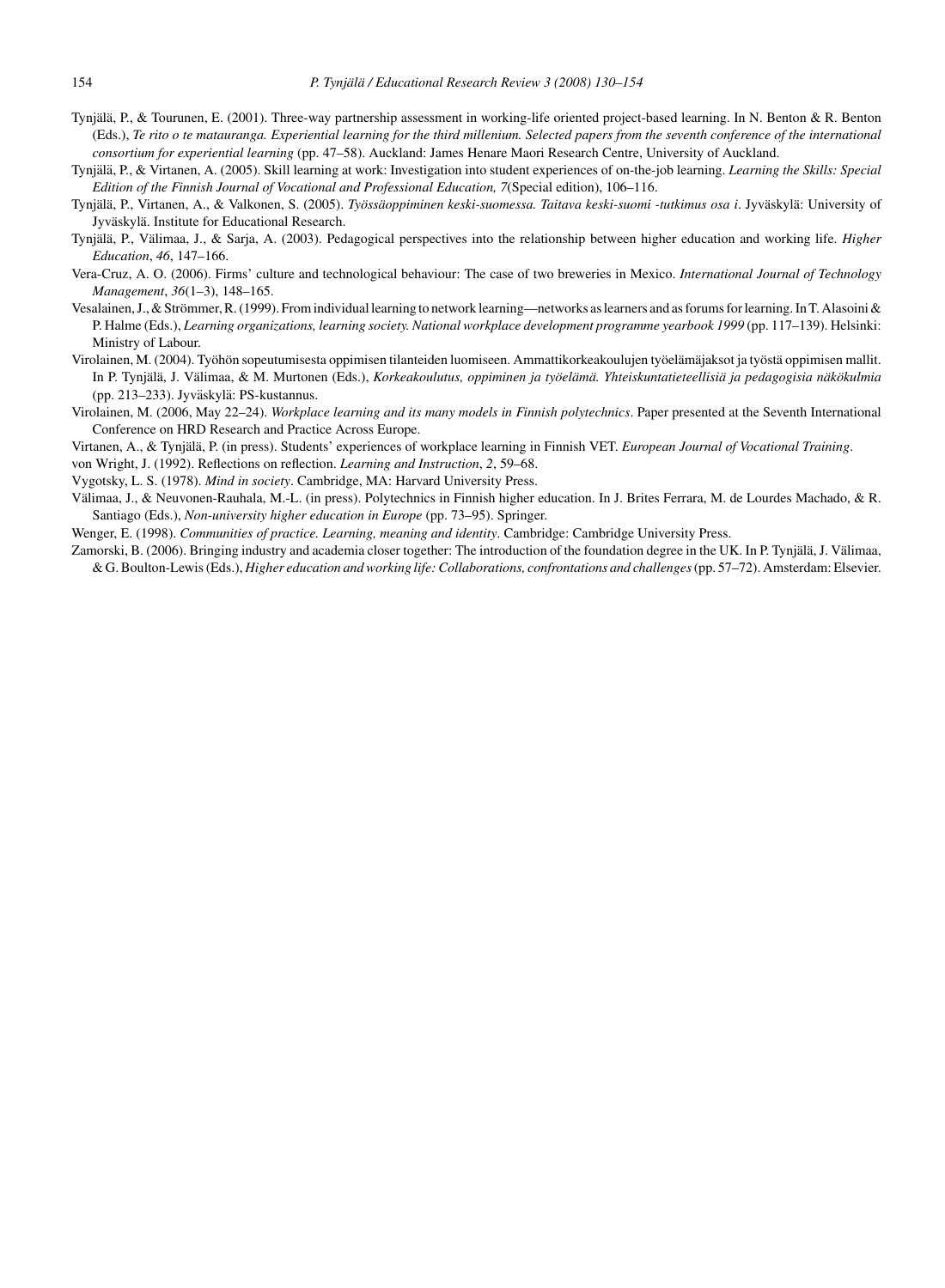Tynjälä, P., & Tourunen, E. (2001). Three-way partnership assessment in working-life oriented project-based learning. In N. Benton & R. Benton (Eds.), *Te rito o te matauranga. Experiential learning for the third millenium. Selected papers from the seventh conference of the international consortium for experiential learning* (pp. 47–58). Auckland: James Henare Maori Research Centre, University of Auckland.

Tynjälä, P., & Virtanen, A. (2005). Skill learning at work: Investigation into student experiences of on-the-job learning. *Learning the Skills: Special Edition of the Finnish Journal of Vocational and Professional Education, 7*(Special edition), 106–116.

Tynjälä, P., Virtanen, A., & Valkonen, S. (2005). *Työssäoppiminen keski-suomessa. Taitava keski-suomi -tutkimus osa i*. Jyväskylä: University of Jyväskylä. Institute for Educational Research.

Tynjälä, P., Välimaa, J., & Sarja, A. (2003). Pedagogical perspectives into the relationship between higher education and working life. *Higher Education*, *46*, 147–166.

Vera-Cruz, A. O. (2006). Firms' culture and technological behaviour: The case of two breweries in Mexico. *International Journal of Technology Management*, *36*(1–3), 148–165.

Vesalainen, J., & Strömmer, R. (1999). From individual learning to network learning—networks as learners and as forums for learning. In T. Alasoini & P. Halme (Eds.), *Learning organizations, learning society. National workplace development programme yearbook 1999* (pp. 117–139). Helsinki: Ministry of Labour.

Virolainen, M. (2004). Työhön sopeutumisesta oppimisen tilanteiden luomiseen. Ammattikorkeakoulujen työelämäjaksot ja työstä oppimisen mallit. In P. Tynjälä, J. Välimaa, & M. Murtonen (Eds.), *Korkeakoulutus, oppiminen ja työelämä. Yhteiskuntatieteellisiä ja pedagogisia näkökulmia* (pp. 213–233). Jyväskylä: PS-kustannus.

Virolainen, M. (2006, May 22–24). *Workplace learning and its many models in Finnish polytechnics*. Paper presented at the Seventh International Conference on HRD Research and Practice Across Europe.

Virtanen, A., & Tynjälä, P. (in press). Students' experiences of workplace learning in Finnish VET. *European Journal of Vocational Training*.

von Wright, J. (1992). Reflections on reflection. *Learning and Instruction*, *2*, 59–68.

Vygotsky, L. S. (1978). *Mind in society*. Cambridge, MA: Harvard University Press.

Välimaa, J., & Neuvonen-Rauhala, M.-L. (in press). Polytechnics in Finnish higher education. In J. Brites Ferrara, M. de Lourdes Machado, & R. Santiago (Eds.), *Non-university higher education in Europe* (pp. 73–95). Springer.

Wenger, E. (1998). *Communities of practice. Learning, meaning and identity*. Cambridge: Cambridge University Press.

Zamorski, B. (2006). Bringing industry and academia closer together: The introduction of the foundation degree in the UK. In P. Tynjälä, J. Välimaa, & G. Boulton-Lewis (Eds.), *Higher education and working life: Collaborations, confrontations and challenges* (pp. 57–72). Amsterdam: Elsevier.